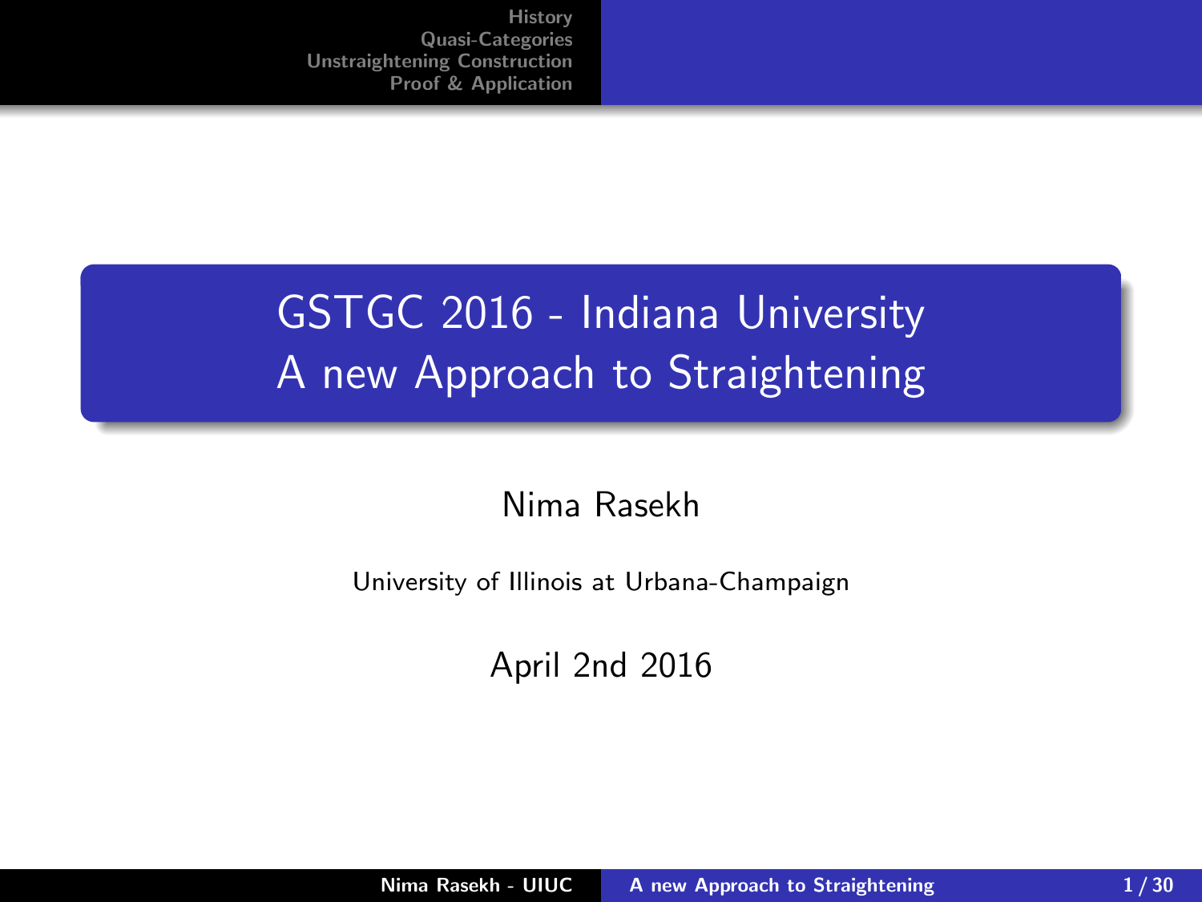# GSTGC 2016 - Indiana University
# A new Approach to Straightening

Nima Rasekh

University of Illinois at Urbana-Champaign

April 2nd 2016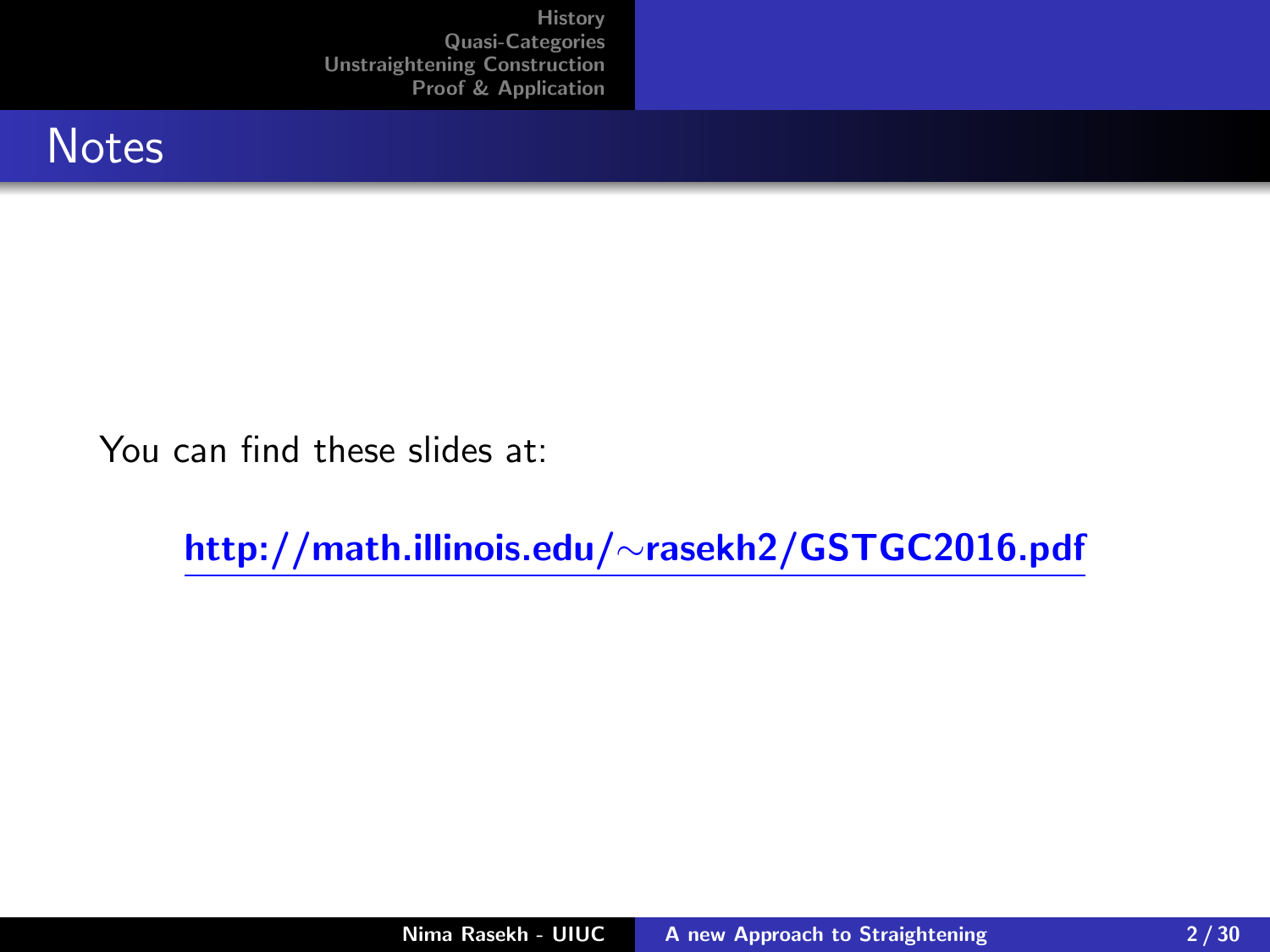# Notes

You can find these slides at:

**http://math.illinois.edu/∼rasekh2/GSTGC2016.pdf**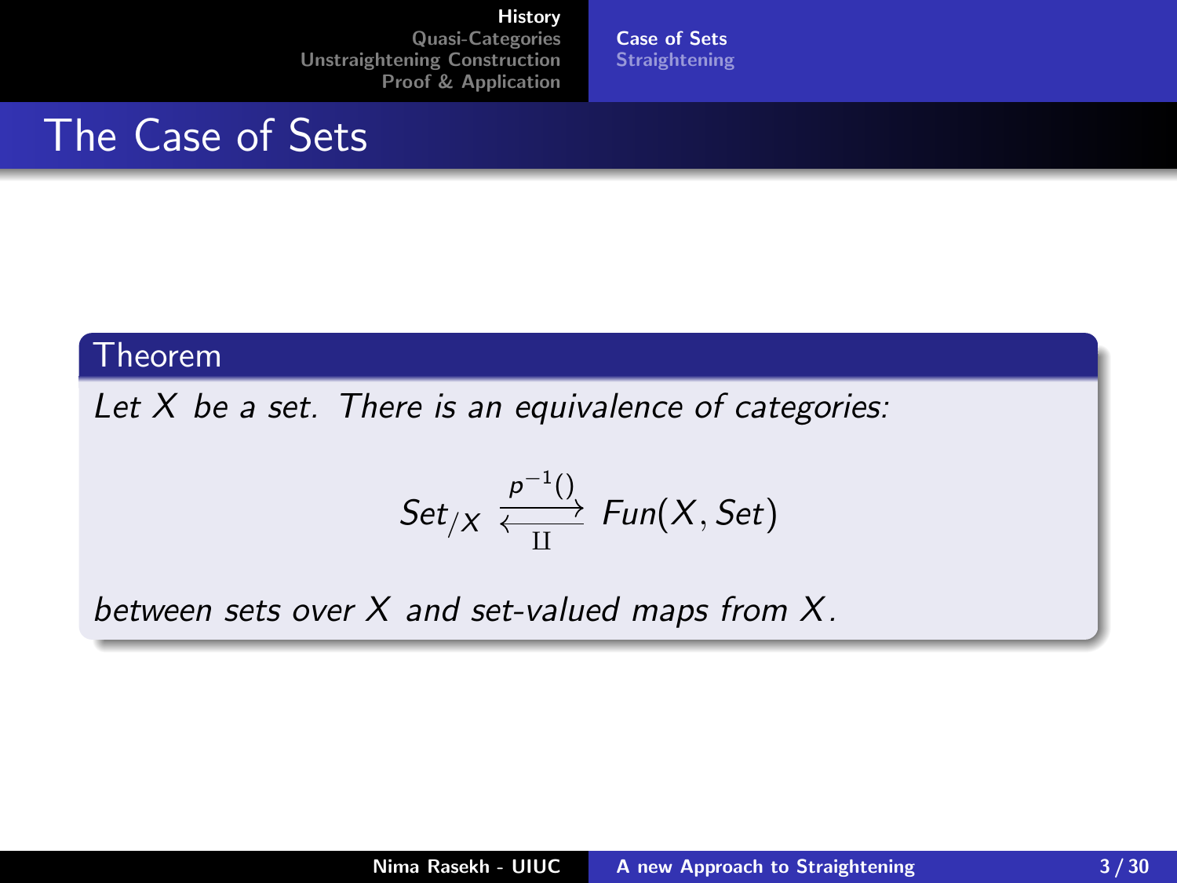# The Case of Sets

**Theorem**

*Let $X$ be a set. There is an equivalence of categories:*

$$Set_{/X} \underset{\amalg}{\overset{p^{-1}()}{\rightleftarrows}} Fun(X, Set)$$

*between sets over $X$ and set-valued maps from $X$.*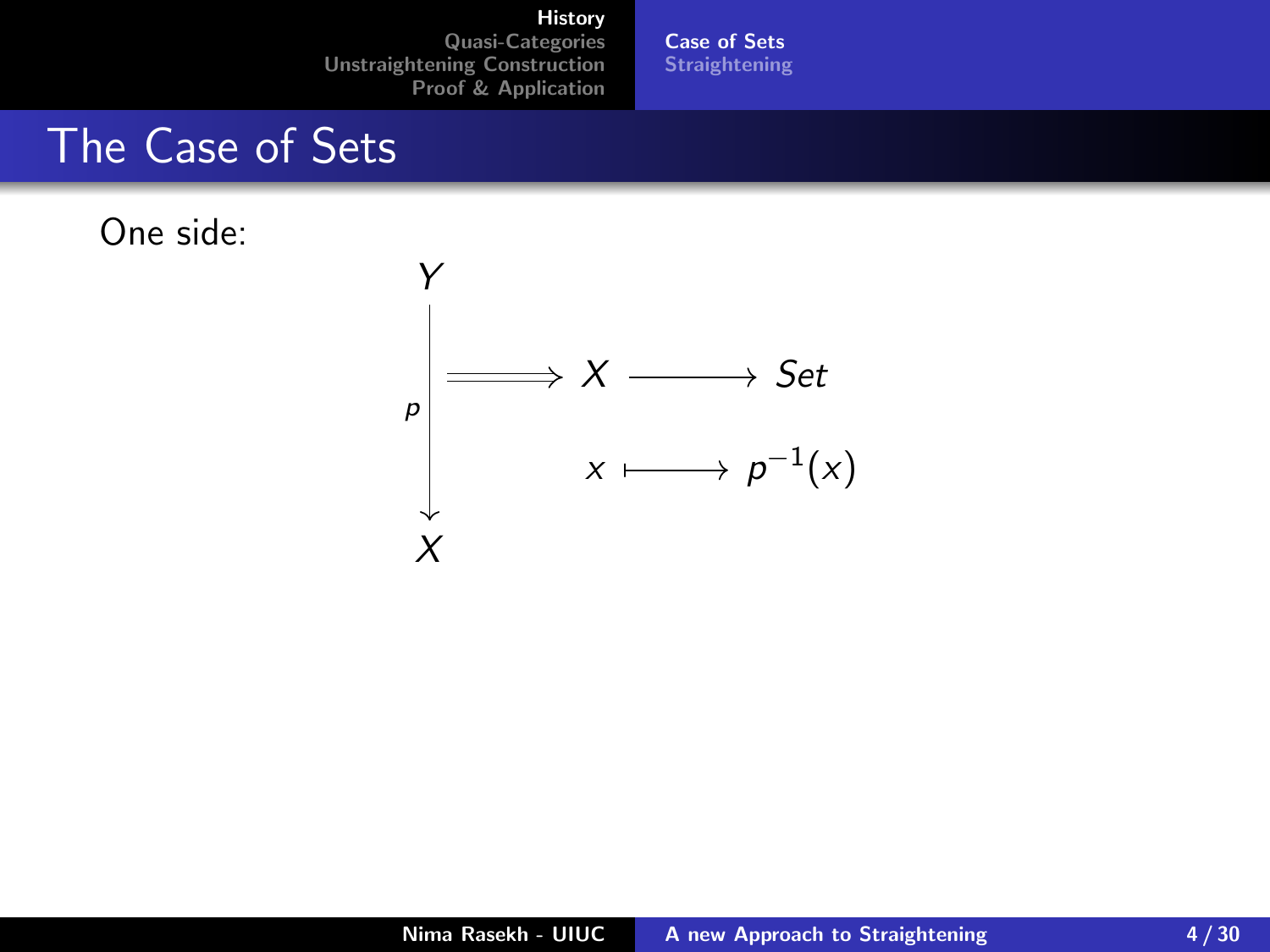# The Case of Sets

One side:

$$
\begin{array}{c}
Y \\
\Big\downarrow p \\
X
\end{array}
\implies
\begin{array}{ccc}
X & \longrightarrow & Set \\
x & \longmapsto & p^{-1}(x)
\end{array}
$$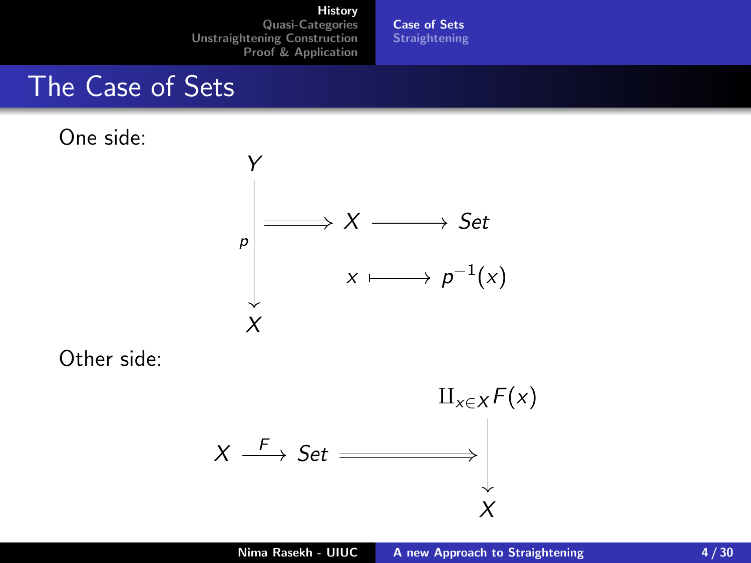# The Case of Sets

One side:

$$\begin{array}{c} Y \\ \Big\downarrow p \\ X \end{array} \Longrightarrow \begin{array}{ccc} X & \longrightarrow & Set \\ x & \longmapsto & p^{-1}(x) \end{array}$$

Other side:

$$X \xrightarrow{F} Set \Longrightarrow \begin{array}{c} \amalg_{x \in X} F(x) \\ \Big\downarrow \\ X \end{array}$$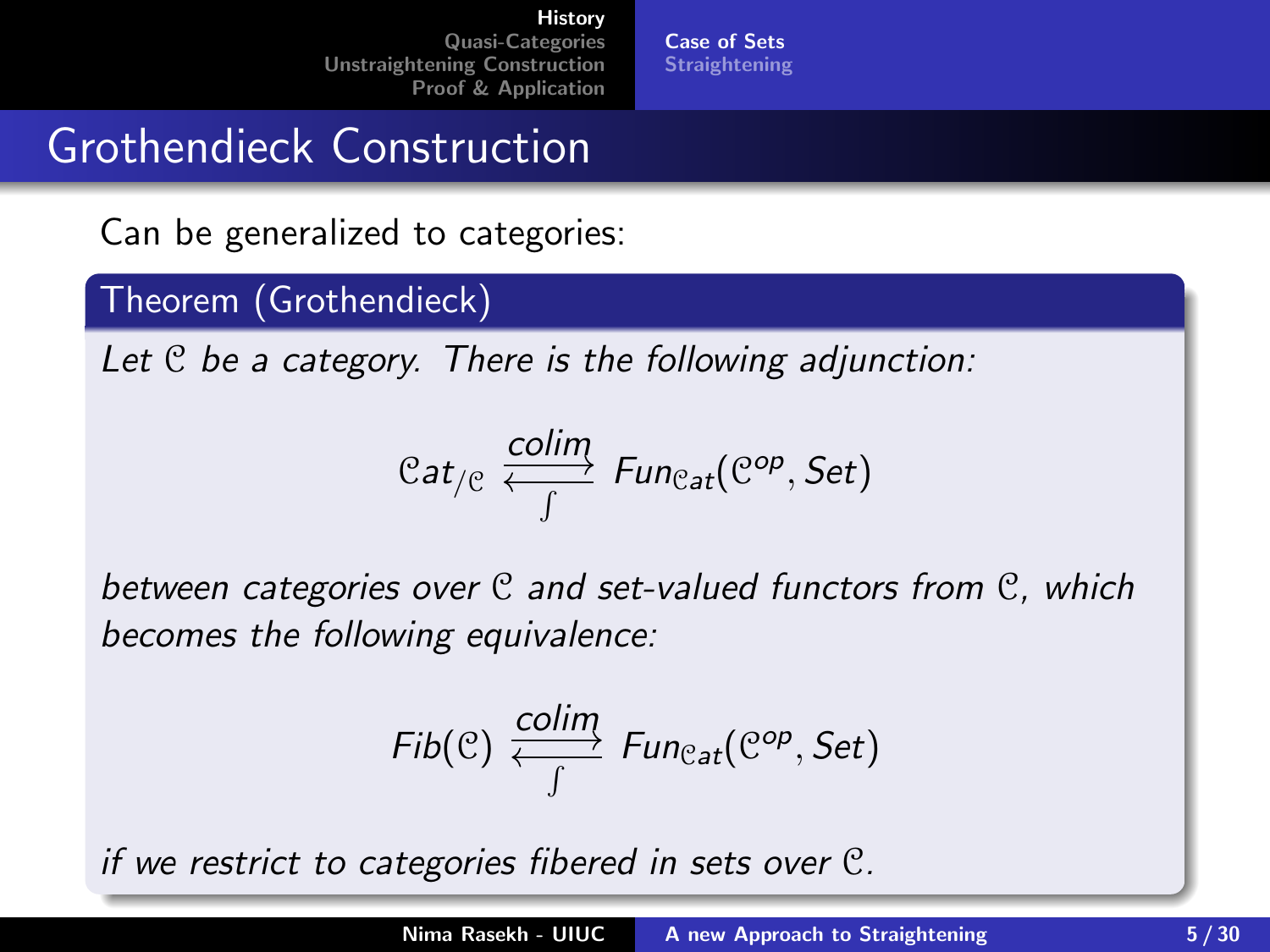# Grothendieck Construction

Can be generalized to categories:

**Theorem (Grothendieck)**

*Let $\mathcal{C}$ be a category. There is the following adjunction:*

$$\mathcal{C}at_{/\mathcal{C}} \underset{\int}{\overset{colim}{\rightleftarrows}} Fun_{\mathcal{C}at}(\mathcal{C}^{op}, Set)$$

*between categories over $\mathcal{C}$ and set-valued functors from $\mathcal{C}$, which becomes the following equivalence:*

$$Fib(\mathcal{C}) \underset{\int}{\overset{colim}{\rightleftarrows}} Fun_{\mathcal{C}at}(\mathcal{C}^{op}, Set)$$

*if we restrict to categories fibered in sets over $\mathcal{C}$.*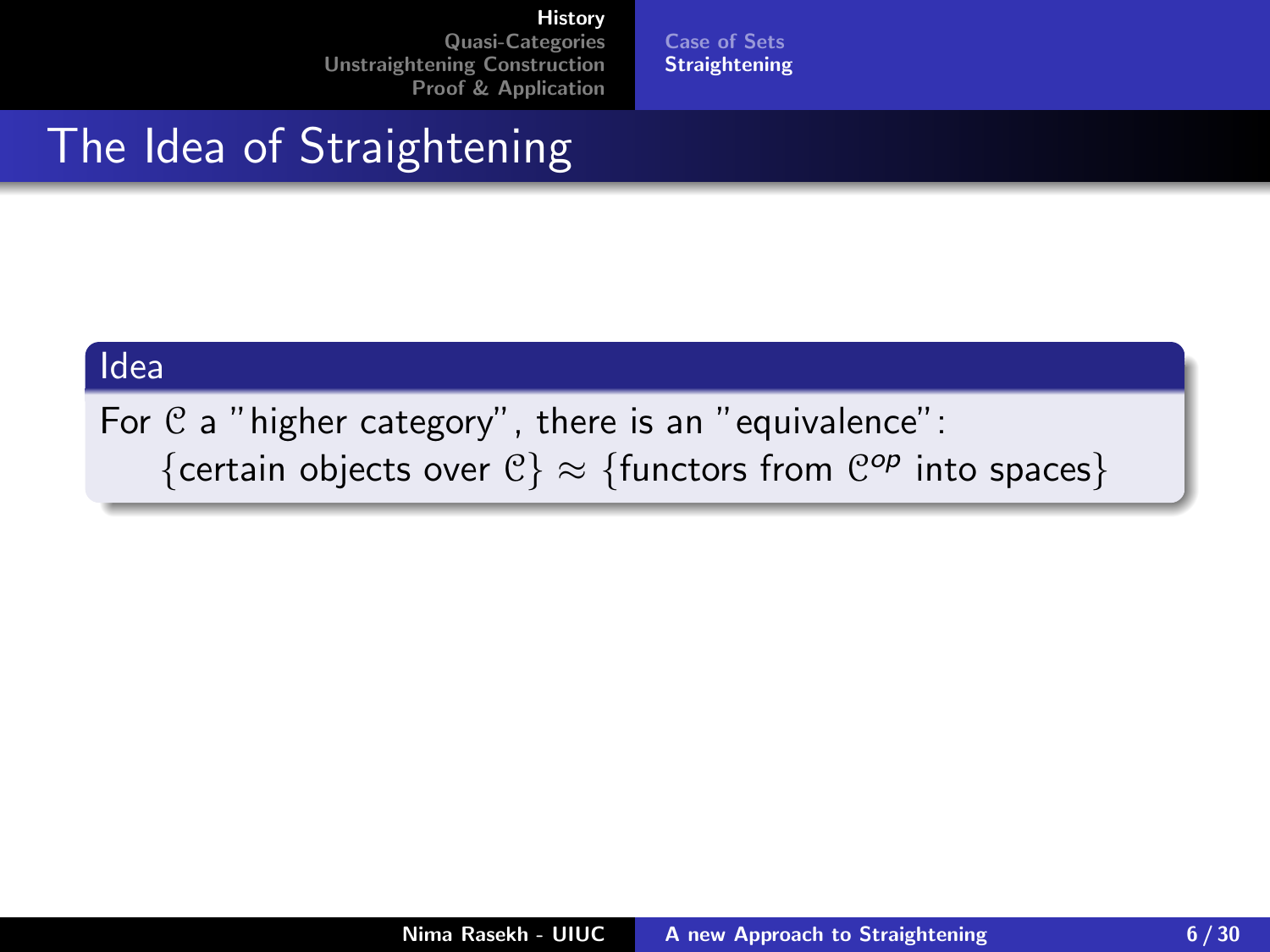# The Idea of Straightening

**Idea**

For $\mathcal{C}$ a "higher category", there is an "equivalence":

$\{$certain objects over $\mathcal{C}\} \approx \{$functors from $\mathcal{C}^{op}$ into spaces$\}$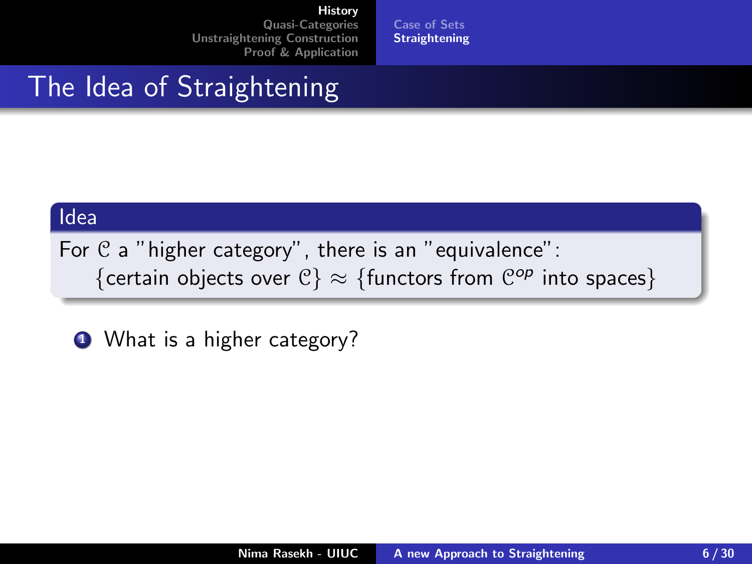# The Idea of Straightening

**Idea**

For $\mathcal{C}$ a "higher category", there is an "equivalence":

$\{$certain objects over $\mathcal{C}\} \approx \{$functors from $\mathcal{C}^{op}$ into spaces$\}$

1. What is a higher category?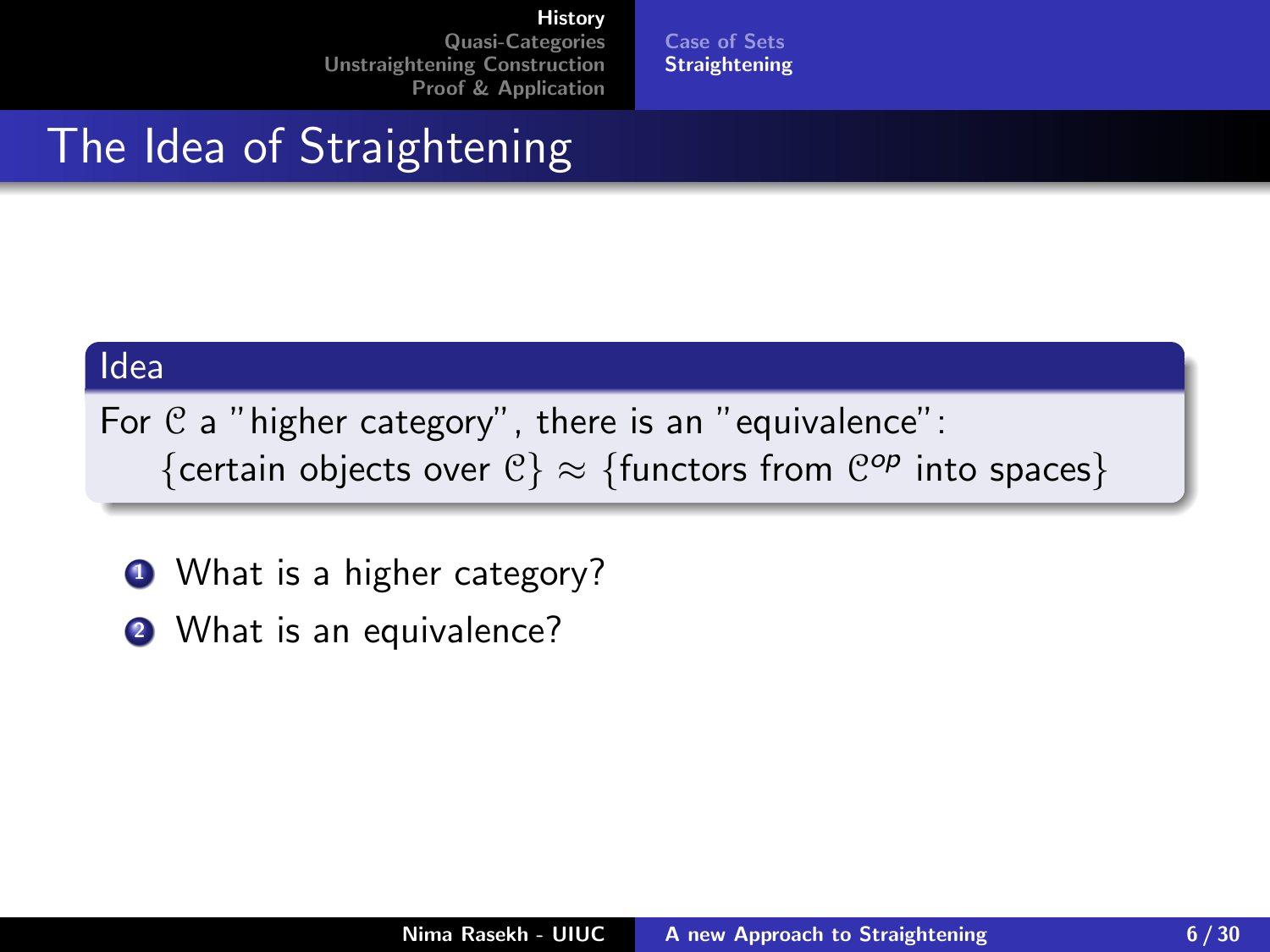# The Idea of Straightening

**Idea**

For $\mathcal{C}$ a "higher category", there is an "equivalence":

$$\{\text{certain objects over } \mathcal{C}\} \approx \{\text{functors from } \mathcal{C}^{op} \text{ into spaces}\}$$

1. What is a higher category?
2. What is an equivalence?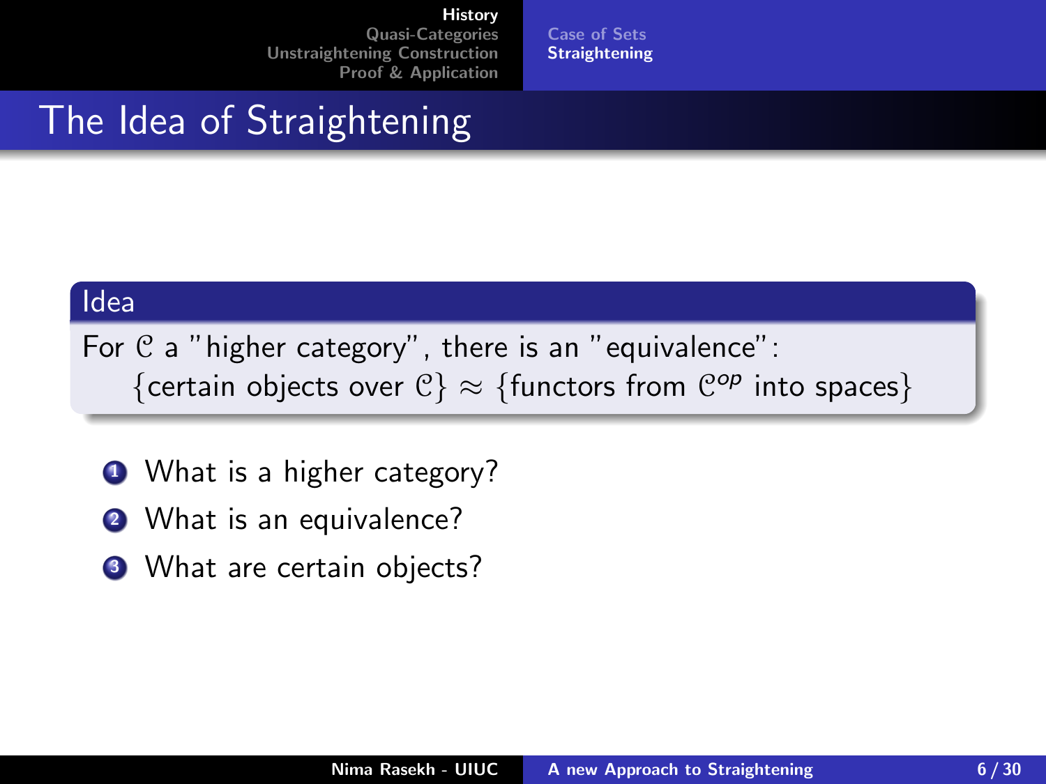# The Idea of Straightening

**Idea**

For $\mathcal{C}$ a "higher category", there is an "equivalence":

$\{$certain objects over $\mathcal{C}\} \approx \{$functors from $\mathcal{C}^{op}$ into spaces$\}$

1. What is a higher category?
2. What is an equivalence?
3. What are certain objects?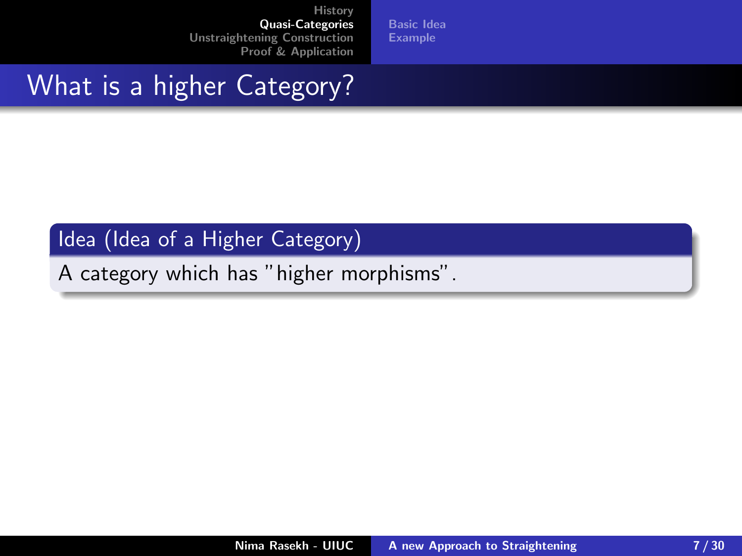# What is a higher Category?

**Idea (Idea of a Higher Category)**

A category which has "higher morphisms".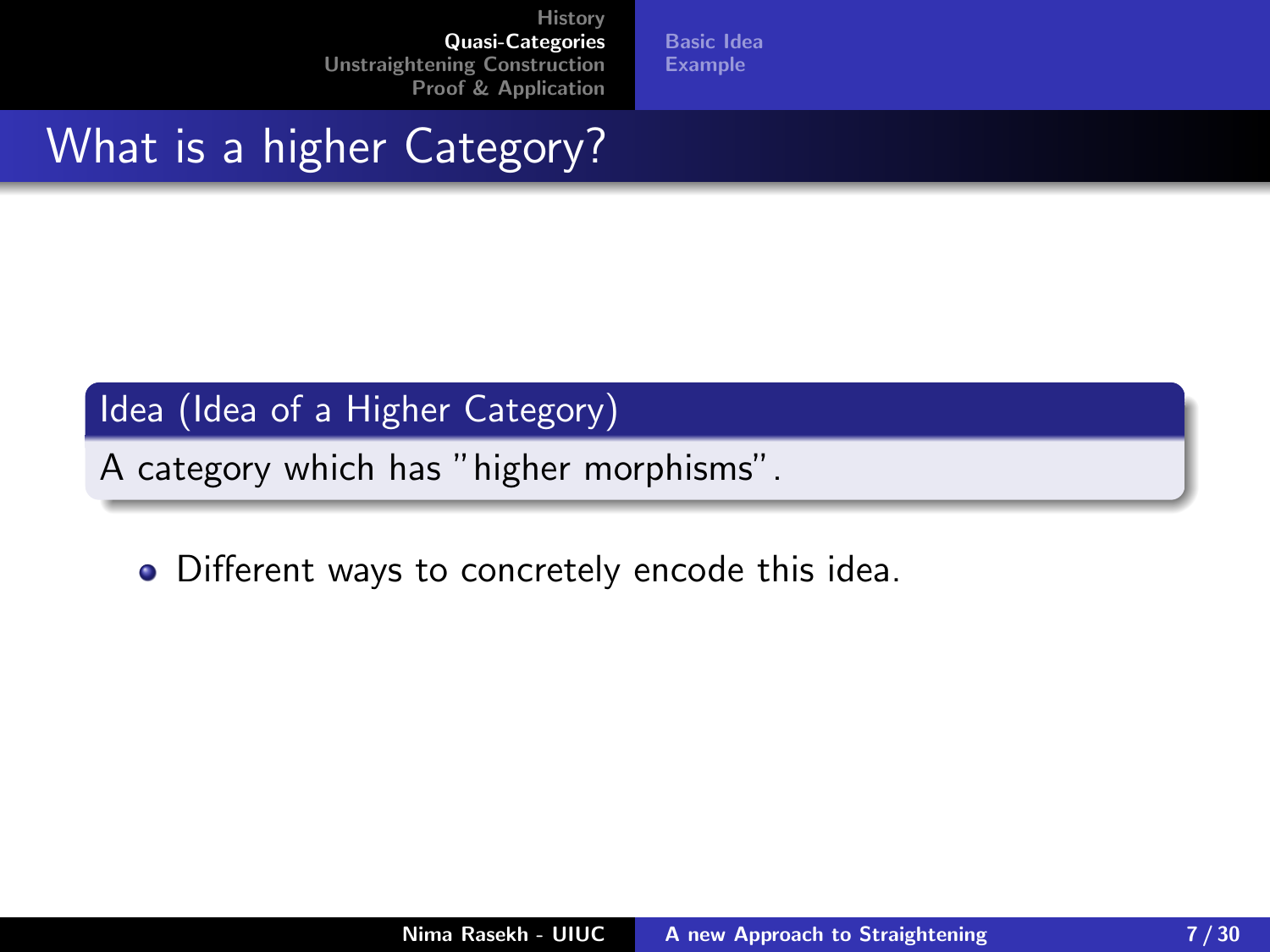# What is a higher Category?

**Idea (Idea of a Higher Category)**

A category which has "higher morphisms".

- Different ways to concretely encode this idea.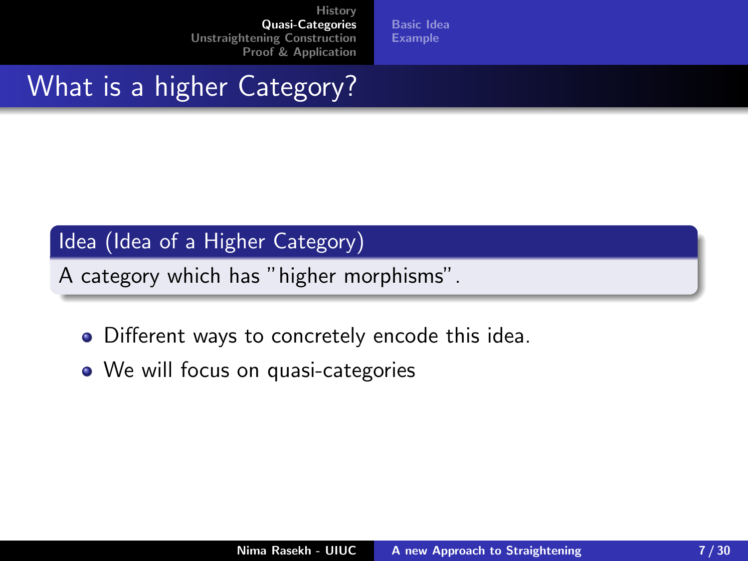# What is a higher Category?

**Idea (Idea of a Higher Category)**

A category which has "higher morphisms".

- Different ways to concretely encode this idea.
- We will focus on quasi-categories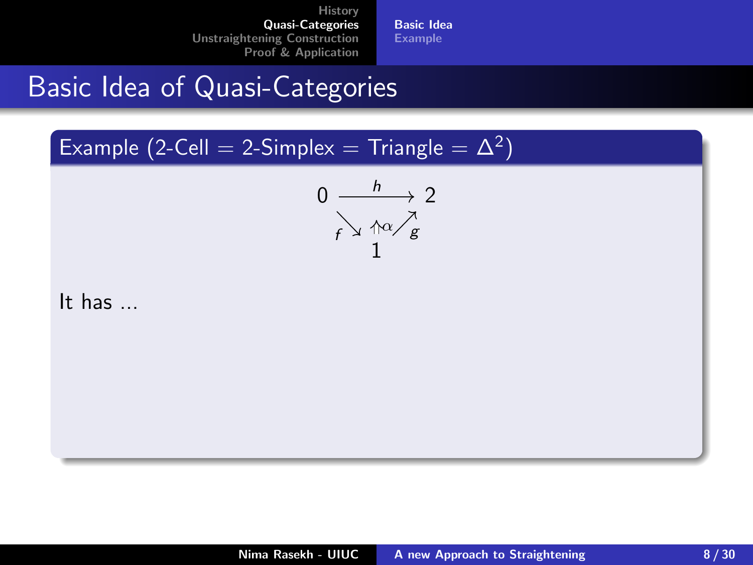# Basic Idea of Quasi-Categories

**Example (2-Cell = 2-Simplex = Triangle = $\Delta^2$)**

$$
\begin{array}{ccc}
0 & \xrightarrow{\quad h \quad} & 2 \\
& {}_{f}\searrow \quad \Uparrow \alpha \quad \nearrow_{g} & \\
& 1 &
\end{array}
$$

It has ...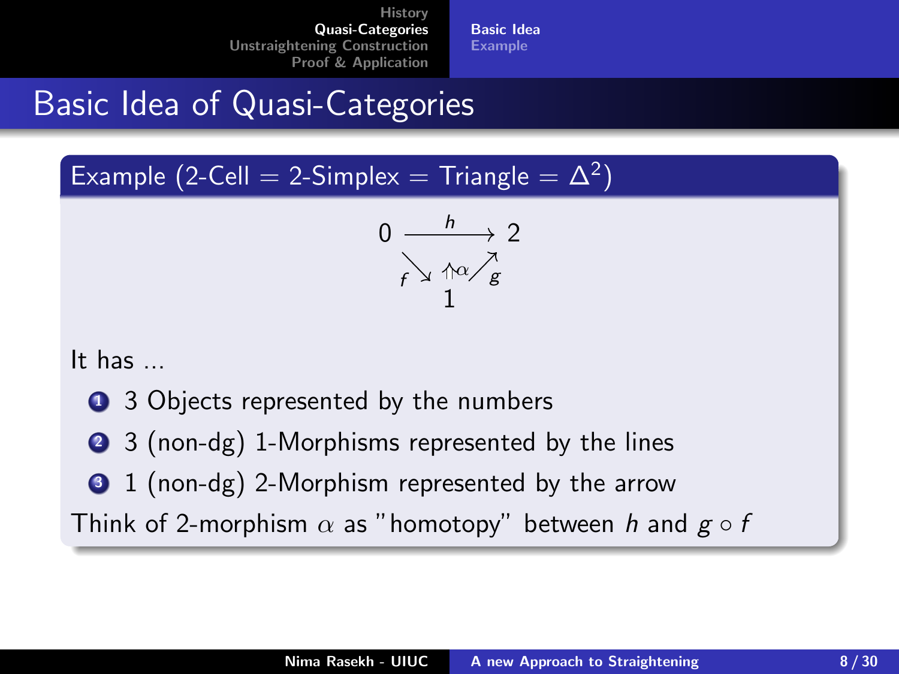# Basic Idea of Quasi-Categories

**Example (2-Cell = 2-Simplex = Triangle = $\Delta^2$)**

$$
\begin{array}{ccc}
0 & \xrightarrow{\quad h \quad} & 2 \\
& {}_f\searrow \;\; \Uparrow\alpha \;\; \nearrow_g & \\
& 1 &
\end{array}
$$

It has ...

1. 3 Objects represented by the numbers
2. 3 (non-dg) 1-Morphisms represented by the lines
3. 1 (non-dg) 2-Morphism represented by the arrow

Think of 2-morphism $\alpha$ as "homotopy" between $h$ and $g \circ f$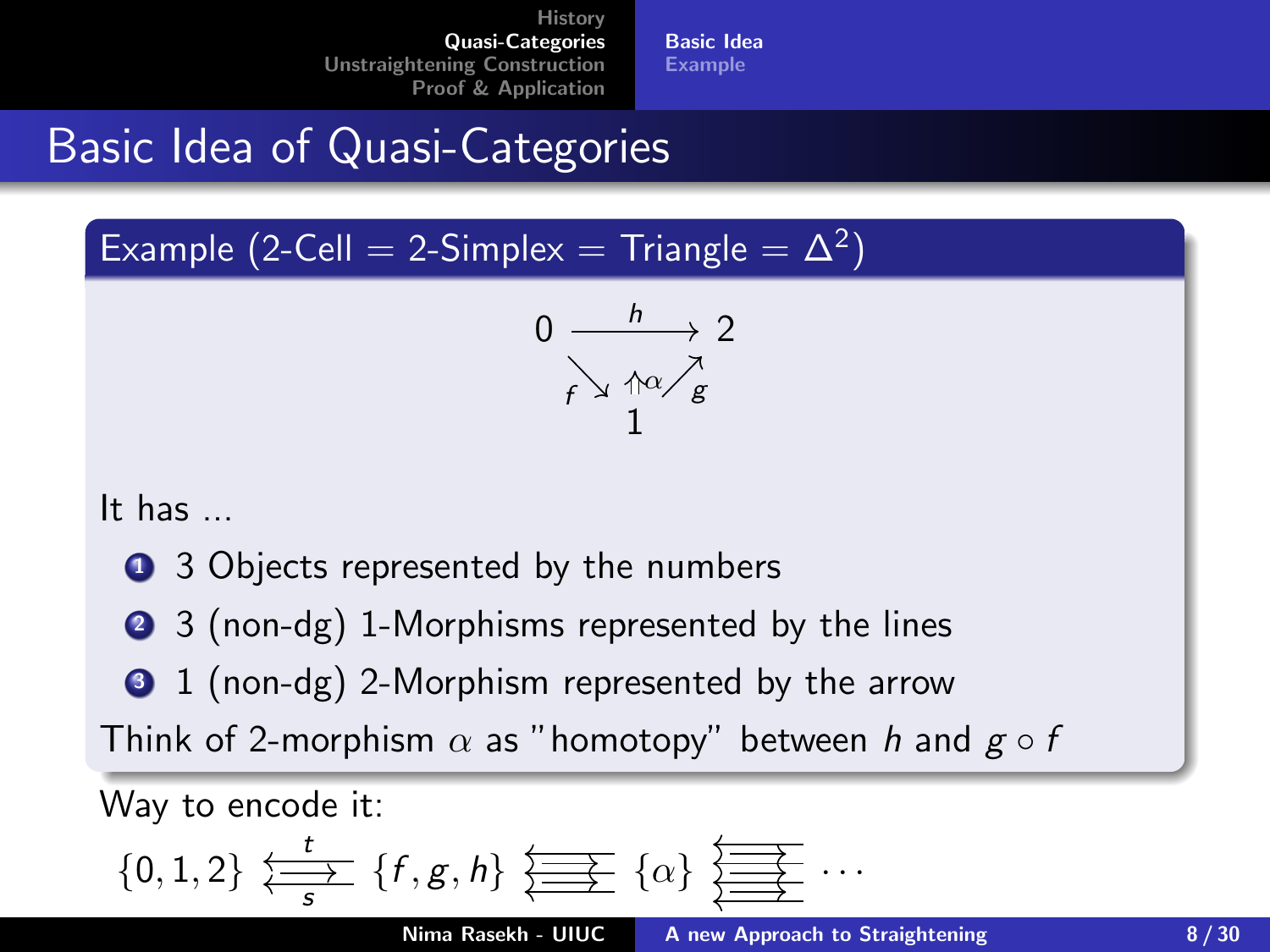# Basic Idea of Quasi-Categories

**Example (2-Cell = 2-Simplex = Triangle = $\Delta^2$)**

$$
\begin{array}{ccc}
0 & \xrightarrow{\quad h \quad} & 2 \\
& {}_{f}\searrow \quad \Uparrow \alpha \quad \nearrow_{g} & \\
& 1 &
\end{array}
$$

It has ...

1. 3 Objects represented by the numbers
2. 3 (non-dg) 1-Morphisms represented by the lines
3. 1 (non-dg) 2-Morphism represented by the arrow

Think of 2-morphism $\alpha$ as "homotopy" between $h$ and $g \circ f$

Way to encode it:

$$\{0,1,2\} \underset{s}{\overset{t}{\leftleftarrows\!\!\rightarrow}} \{f,g,h\} \; \substack{\longleftarrow \\ \longrightarrow \\ \longleftarrow \\ \longrightarrow \\ \longleftarrow} \; \{\alpha\} \; \substack{\longleftarrow \\ \longrightarrow \\ \longleftarrow \\ \longrightarrow \\ \longleftarrow \\ \longrightarrow \\ \longleftarrow} \; \cdots$$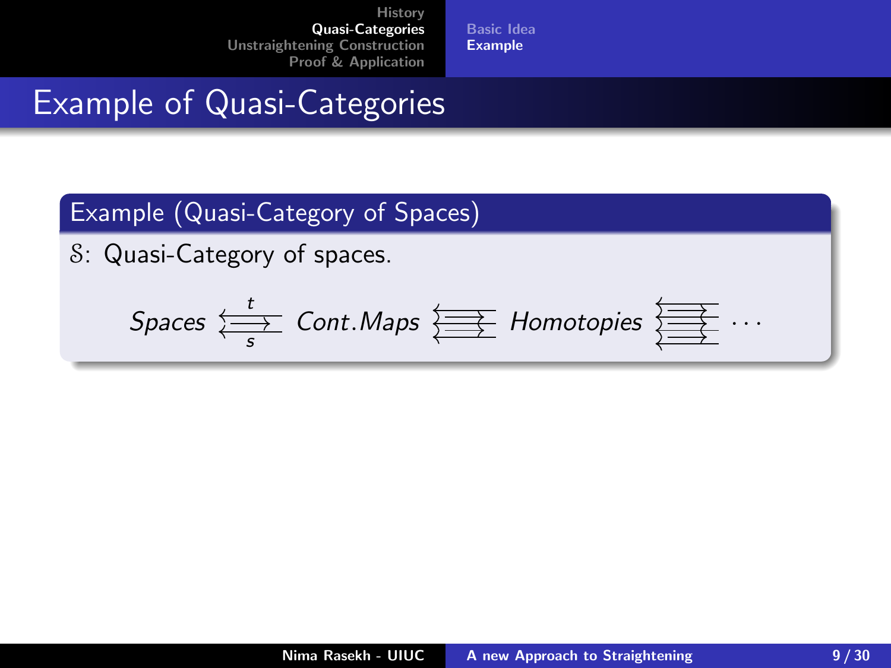# Example of Quasi-Categories

**Example (Quasi-Category of Spaces)**

$\mathcal{S}$: Quasi-Category of spaces.

$$Spaces \underset{s}{\overset{t}{\leftleftarrows}} Cont.Maps \quad \overset{\leftarrow}{\underset{\leftarrow}{\overrightarrow{\rightarrow}}} \quad Homotopies \quad \cdots$$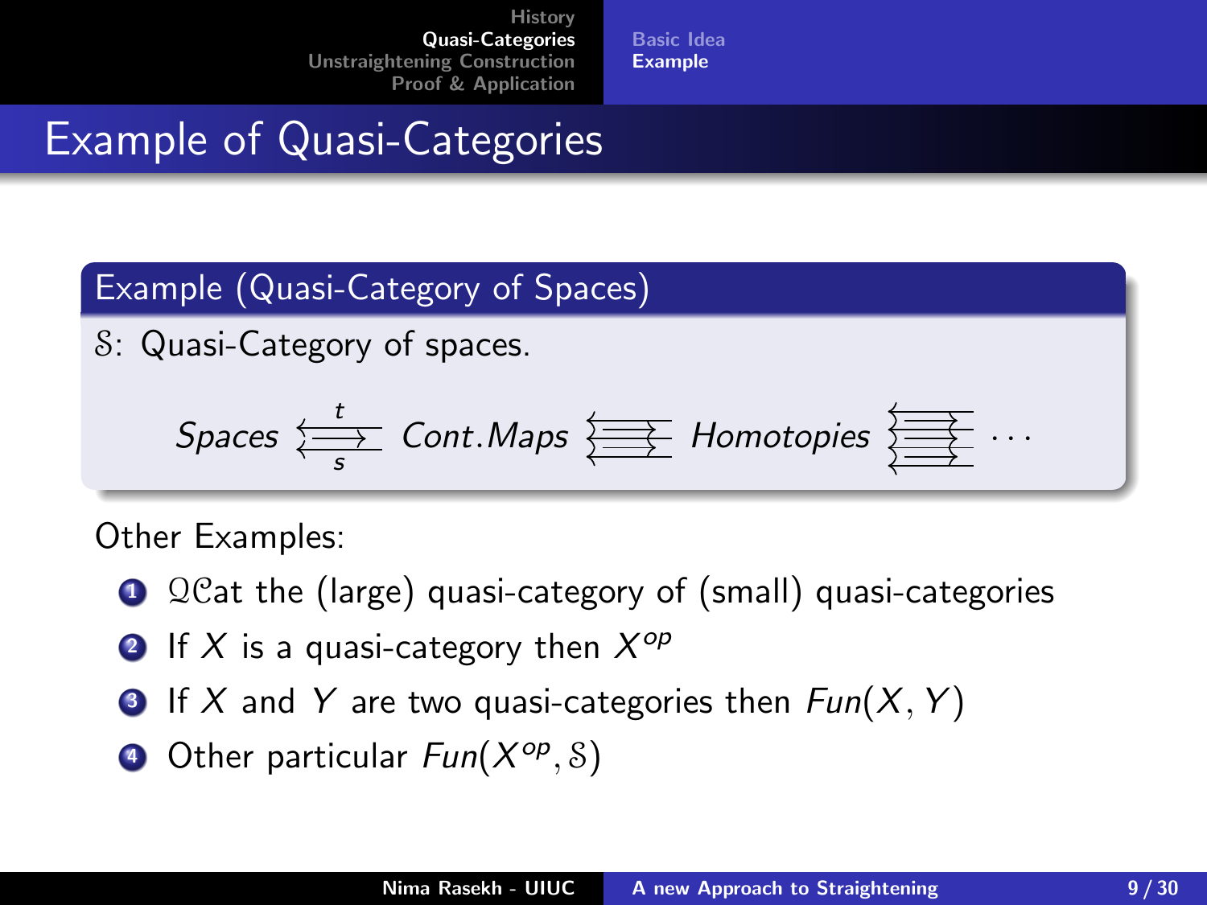# Example of Quasi-Categories

**Example (Quasi-Category of Spaces)**

$\mathcal{S}$: Quasi-Category of spaces.

$$Spaces \underset{s}{\overset{t}{\leftleftarrows\!\!\rightarrow}} Cont.Maps \ \substack{\leftarrow\\\rightarrow\\\leftarrow\\\rightarrow\\\leftarrow} \ Homotopies \ \substack{\leftarrow\\\rightarrow\\\leftarrow\\\rightarrow\\\leftarrow\\\rightarrow\\\leftarrow} \ \cdots$$

Other Examples:

1. $\mathcal{QC}$at the (large) quasi-category of (small) quasi-categories
2. If $X$ is a quasi-category then $X^{op}$
3. If $X$ and $Y$ are two quasi-categories then $Fun(X, Y)$
4. Other particular $Fun(X^{op}, \mathcal{S})$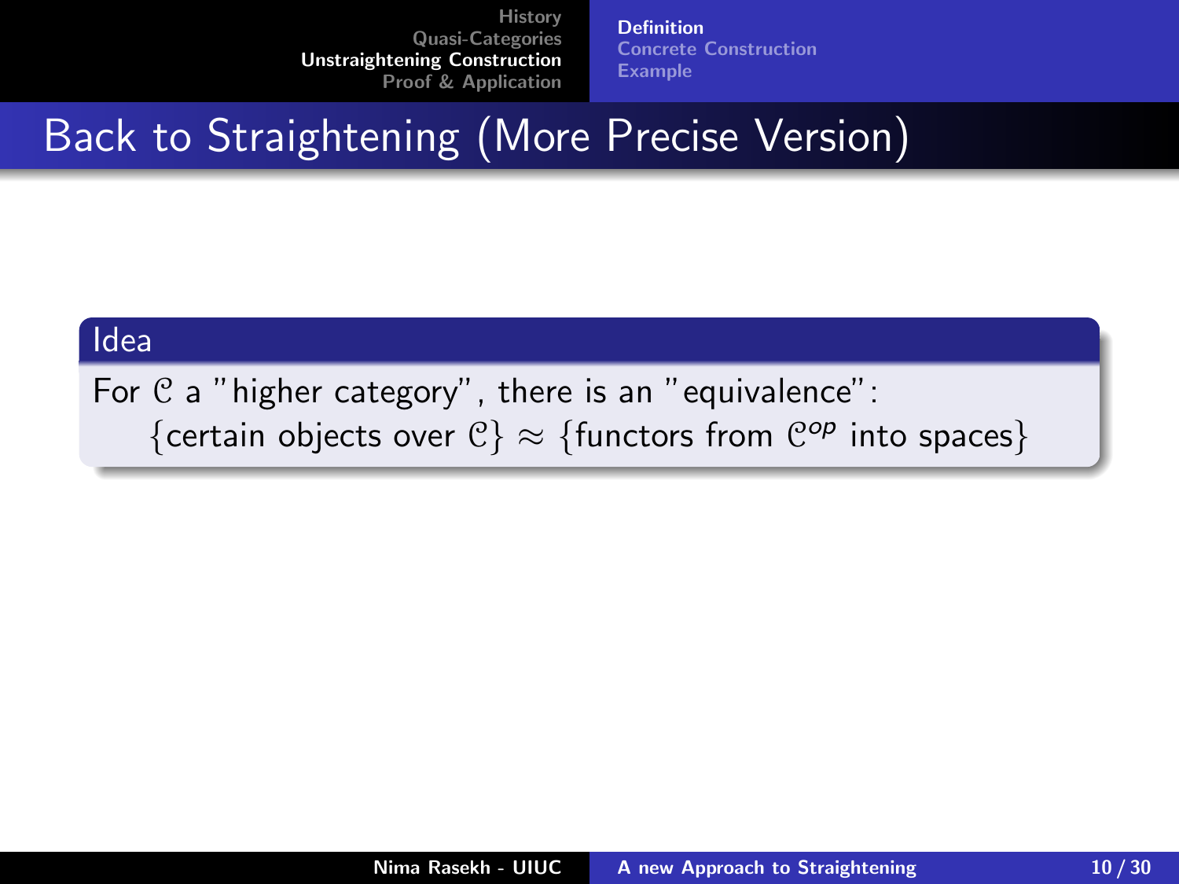# Back to Straightening (More Precise Version)

**Idea**

For $\mathcal{C}$ a "higher category", there is an "equivalence":

$$\{\text{certain objects over } \mathcal{C}\} \approx \{\text{functors from } \mathcal{C}^{op} \text{ into spaces}\}$$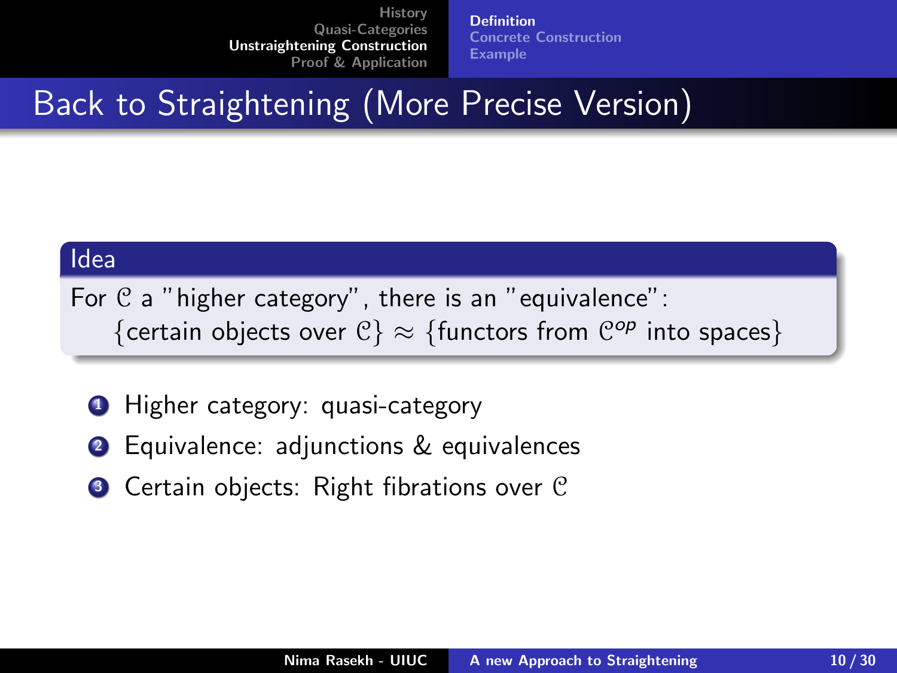# Back to Straightening (More Precise Version)

**Idea**

For $\mathcal{C}$ a "higher category", there is an "equivalence":

$$\{\text{certain objects over } \mathcal{C}\} \approx \{\text{functors from } \mathcal{C}^{op} \text{ into spaces}\}$$

1. Higher category: quasi-category
2. Equivalence: adjunctions & equivalences
3. Certain objects: Right fibrations over $\mathcal{C}$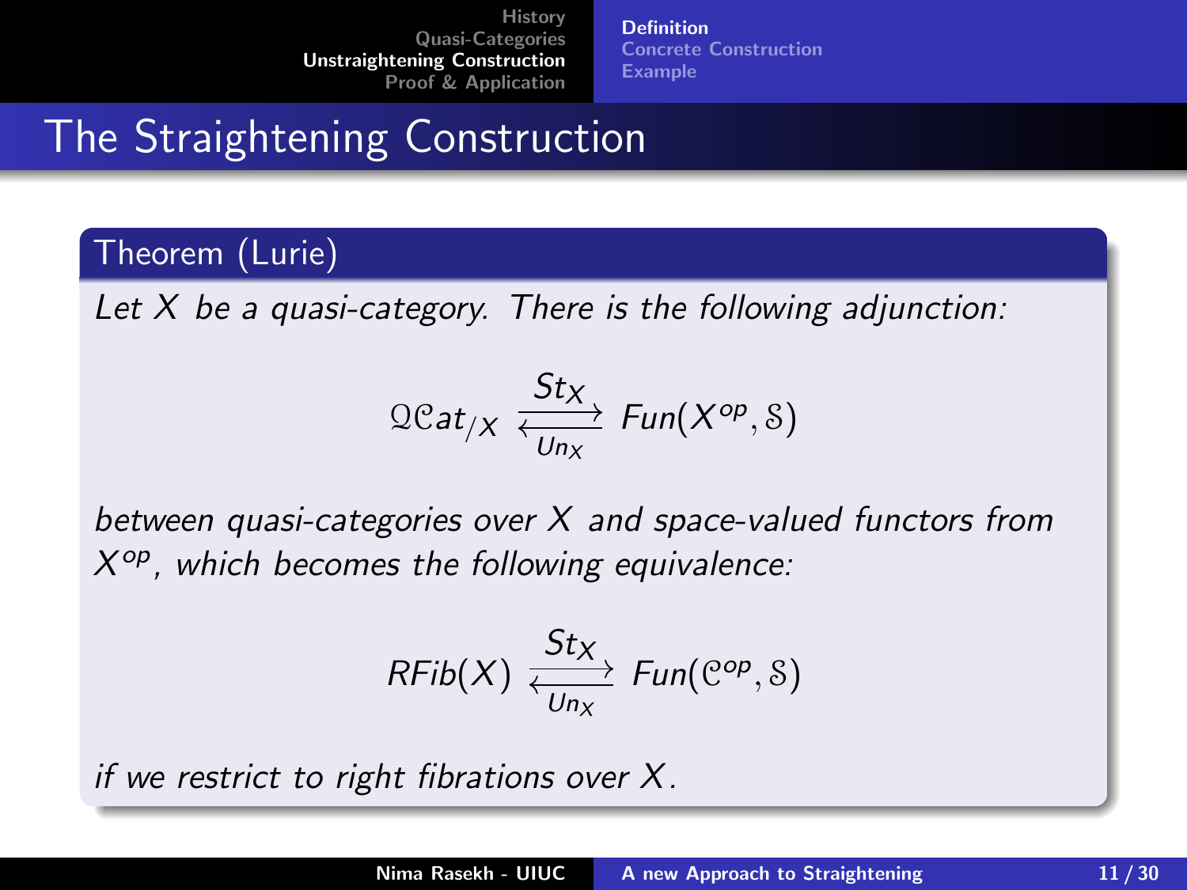# The Straightening Construction

**Theorem (Lurie)**

*Let $X$ be a quasi-category. There is the following adjunction:*

$$\mathcal{QC}at_{/X} \underset{Un_X}{\overset{St_X}{\rightleftarrows}} Fun(X^{op}, \mathcal{S})$$

*between quasi-categories over $X$ and space-valued functors from $X^{op}$, which becomes the following equivalence:*

$$RFib(X) \underset{Un_X}{\overset{St_X}{\rightleftarrows}} Fun(\mathcal{C}^{op}, \mathcal{S})$$

*if we restrict to right fibrations over $X$.*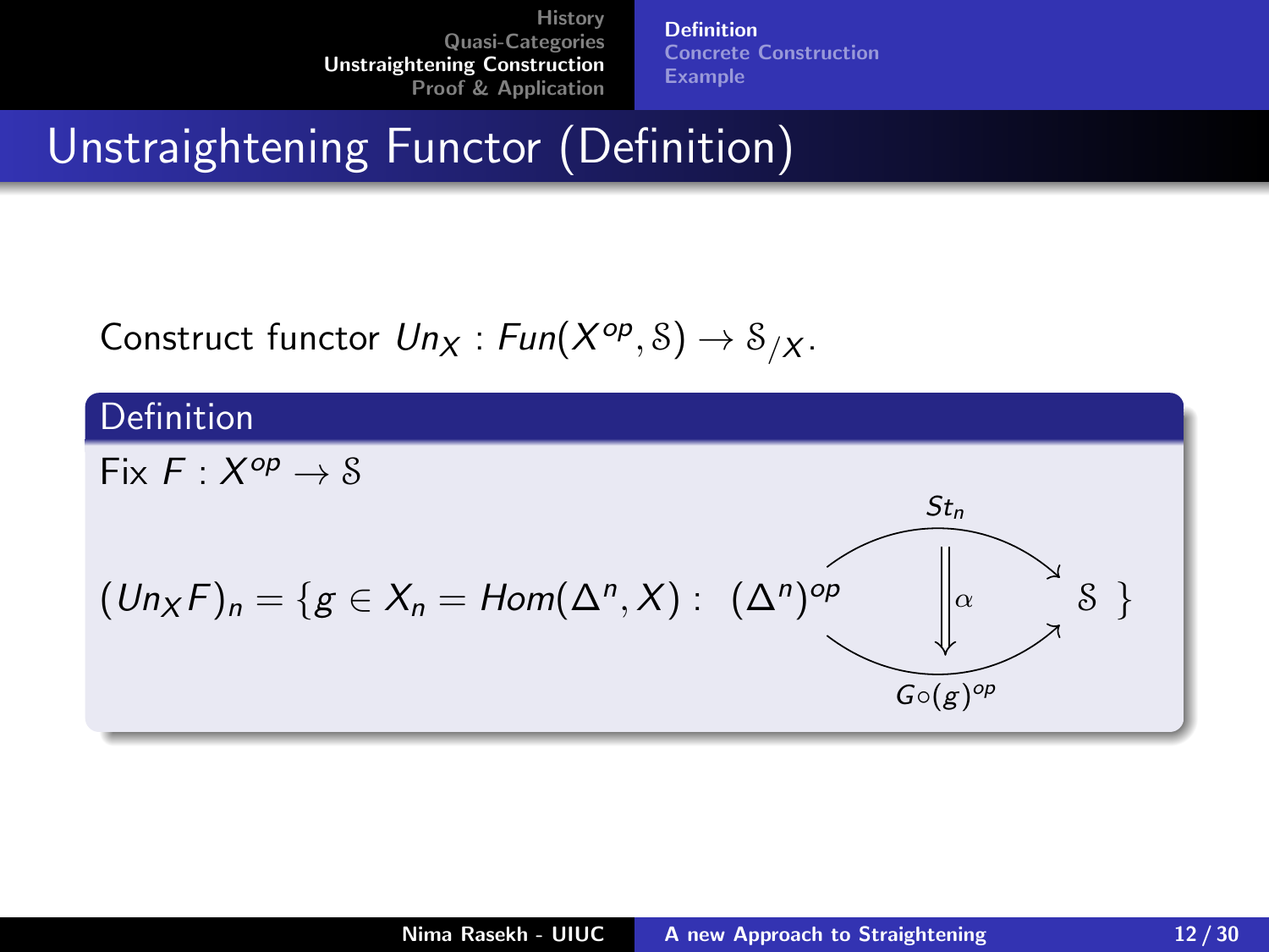# Unstraightening Functor (Definition)

Construct functor $Un_X : Fun(X^{op}, \mathcal{S}) \to \mathcal{S}_{/X}$.

**Definition**

Fix $F : X^{op} \to \mathcal{S}$

$$(Un_X F)_n = \{ g \in X_n = Hom(\Delta^n, X) : \; (\Delta^n)^{op} \underset{G \circ (g)^{op}}{\overset{St_n}{\Downarrow \alpha}} \mathcal{S} \; \}$$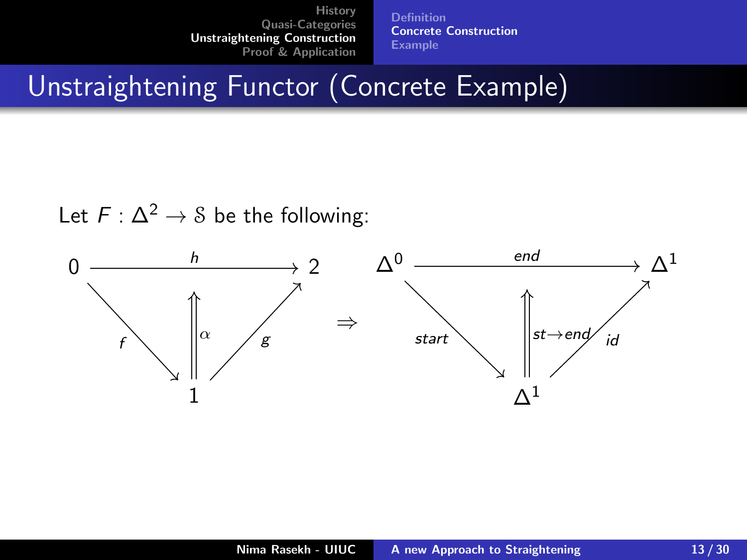# Unstraightening Functor (Concrete Example)

Let $F : \Delta^2 \to \mathcal{S}$ be the following:

$$
\begin{array}{ccc}
0 & \xrightarrow{\quad h \quad} & 2 \\
& {\scriptstyle f}\searrow \quad \Uparrow \alpha \quad \nearrow{\scriptstyle g} & \\
& 1 &
\end{array}
\quad \Rightarrow \quad
\begin{array}{ccc}
\Delta^0 & \xrightarrow{\quad end \quad} & \Delta^1 \\
& {\scriptstyle start}\searrow \quad \Uparrow st \to end \quad \nearrow{\scriptstyle id} & \\
& \Delta^1 &
\end{array}
$$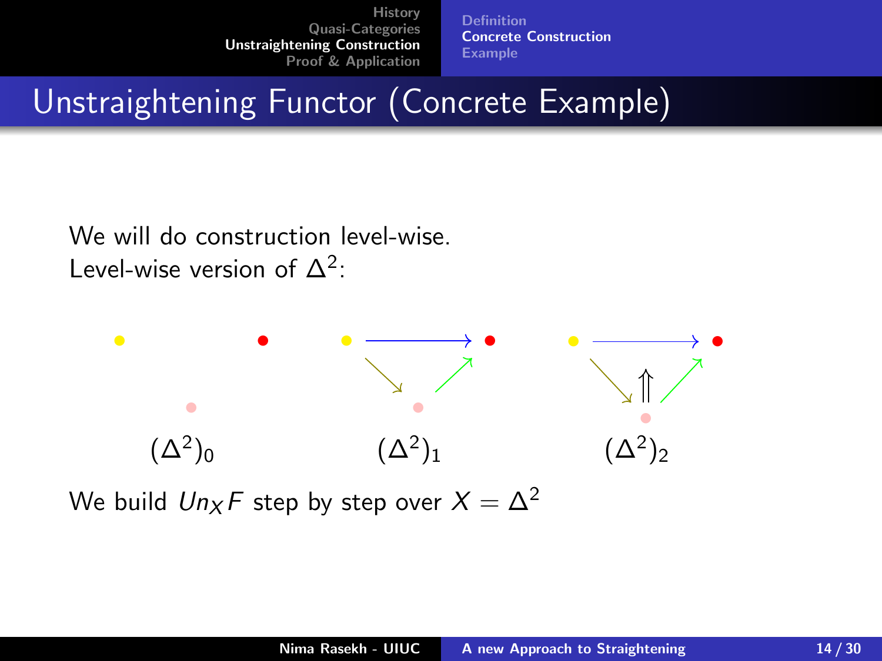# Unstraightening Functor (Concrete Example)

We will do construction level-wise.
Level-wise version of $\Delta^2$:

$(\Delta^2)_0$ $(\Delta^2)_1$ $(\Delta^2)_2$

We build $Un_X F$ step by step over $X = \Delta^2$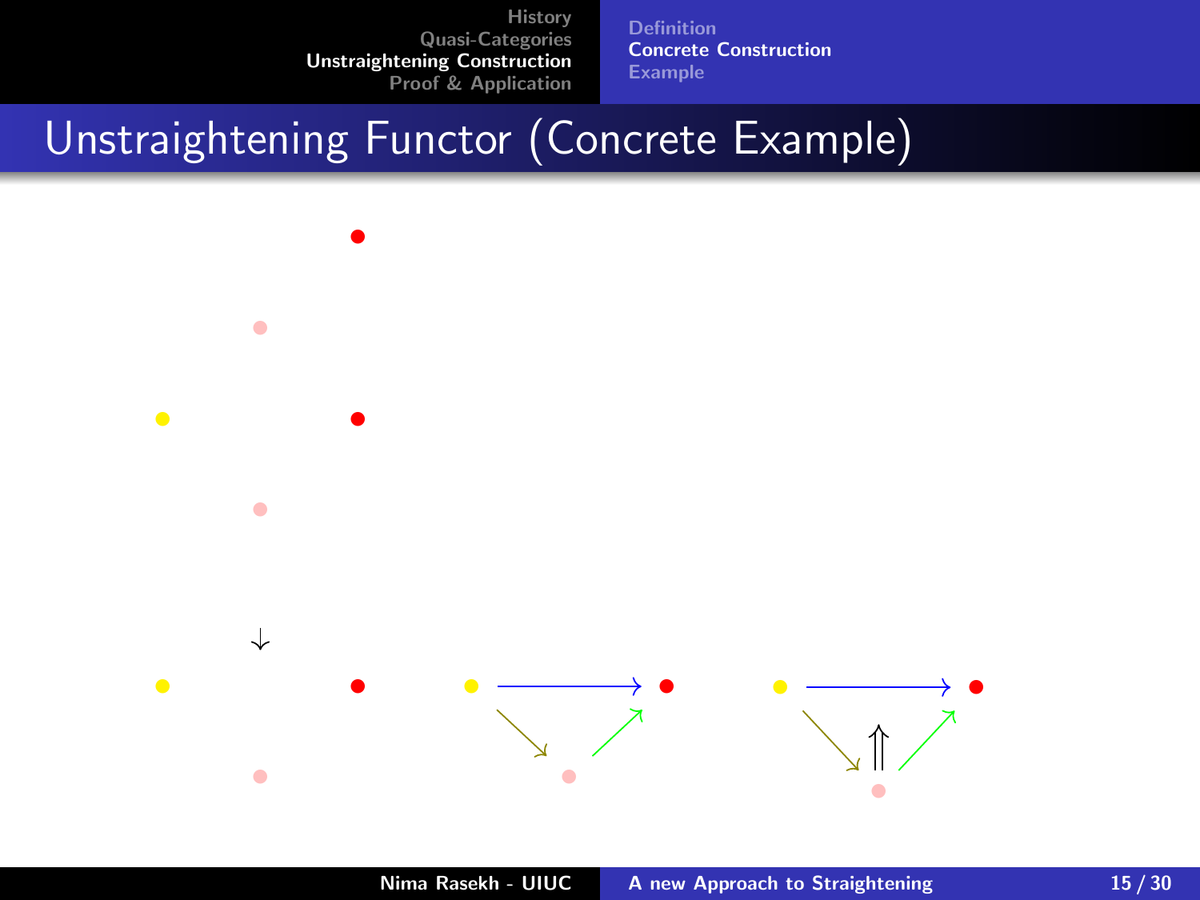# Unstraightening Functor (Concrete Example)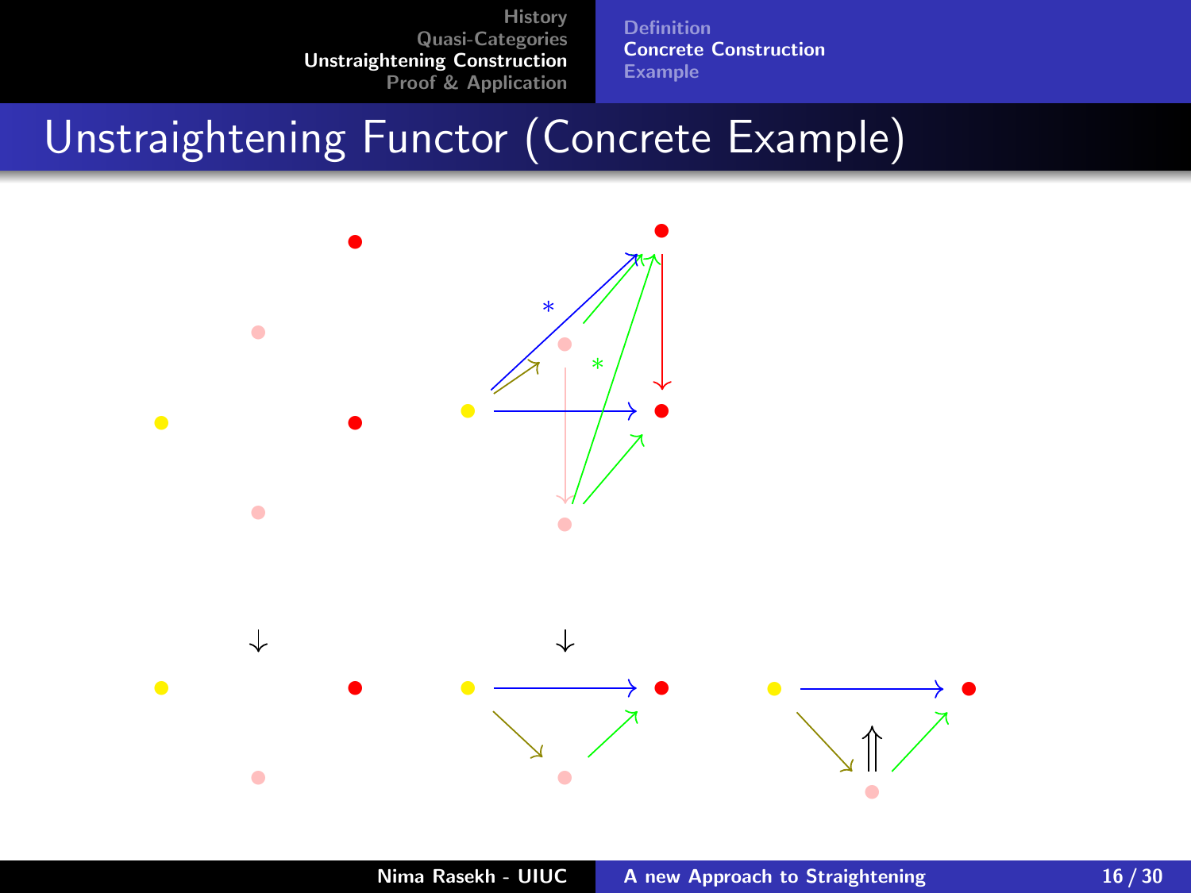# Unstraightening Functor (Concrete Example)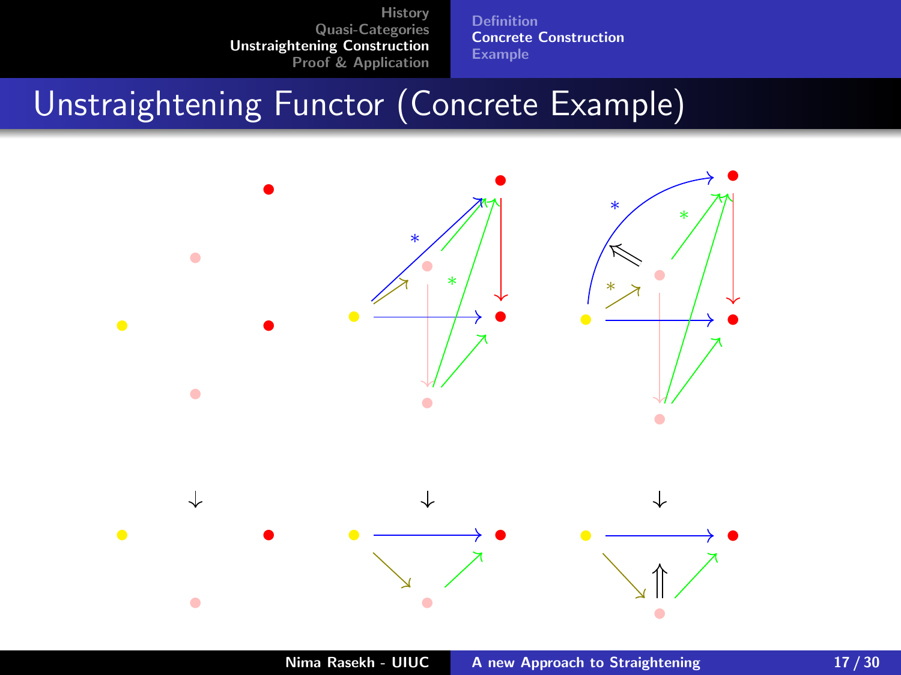# Unstraightening Functor (Concrete Example)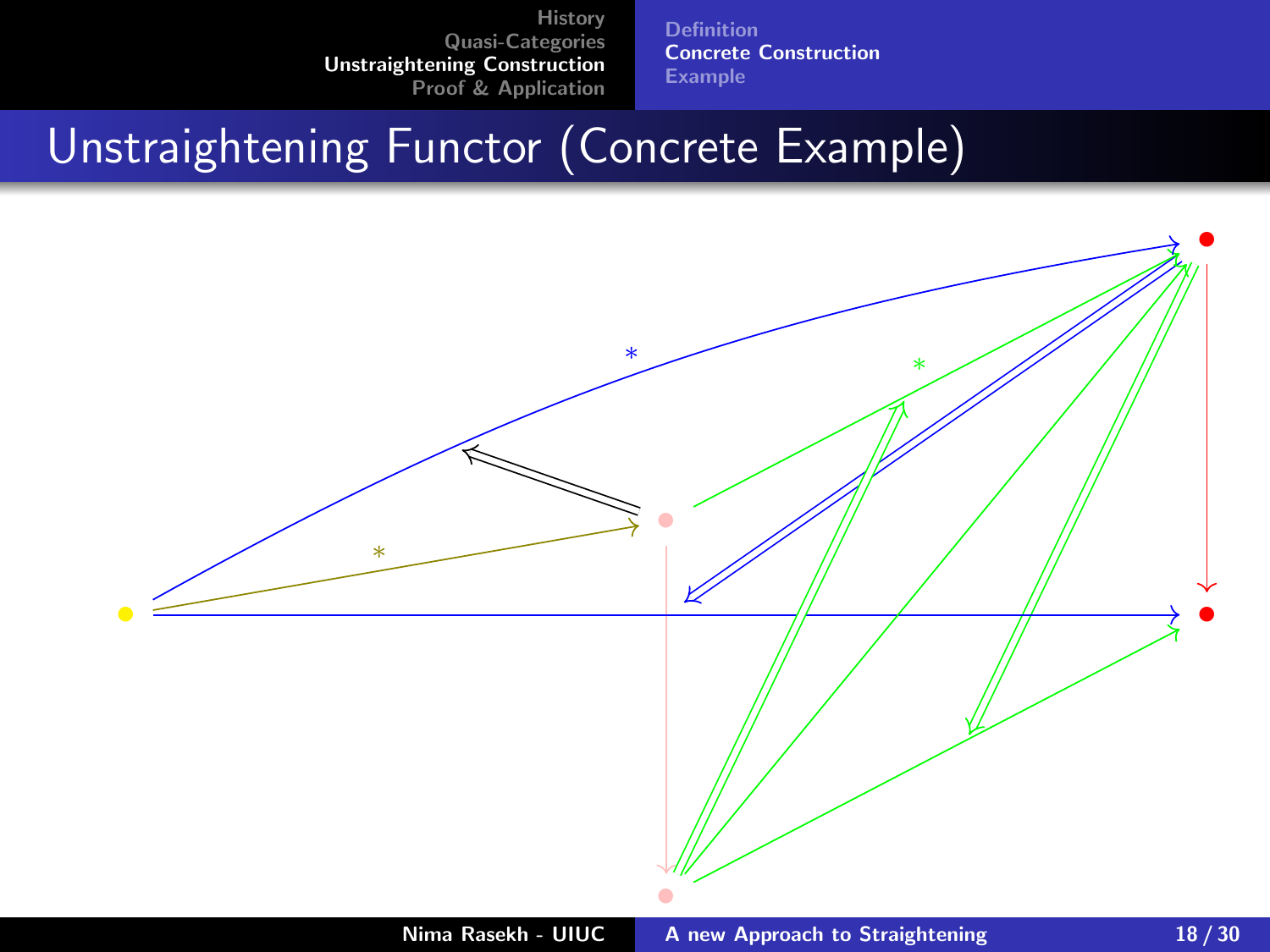# Unstraightening Functor (Concrete Example)

$*$

$*$

$*$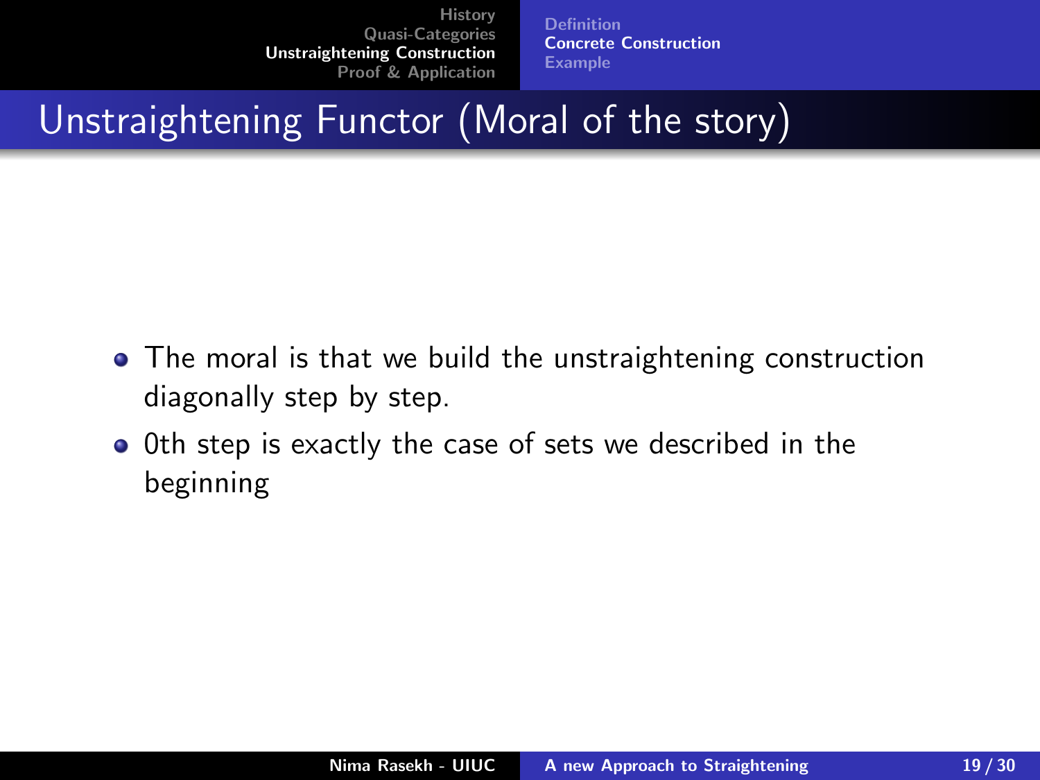# Unstraightening Functor (Moral of the story)

- The moral is that we build the unstraightening construction diagonally step by step.
- 0th step is exactly the case of sets we described in the beginning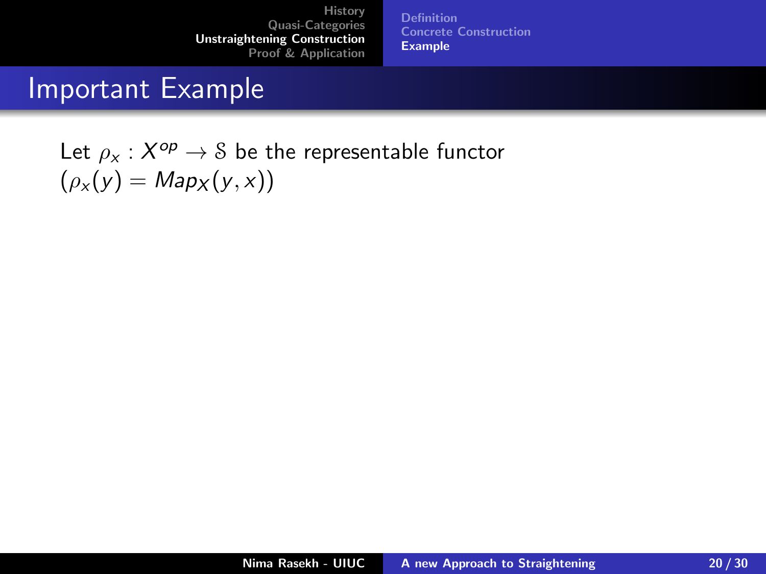# Important Example

Let $\rho_x : X^{op} \to \mathcal{S}$ be the representable functor ($\rho_x(y) = Map_X(y, x)$)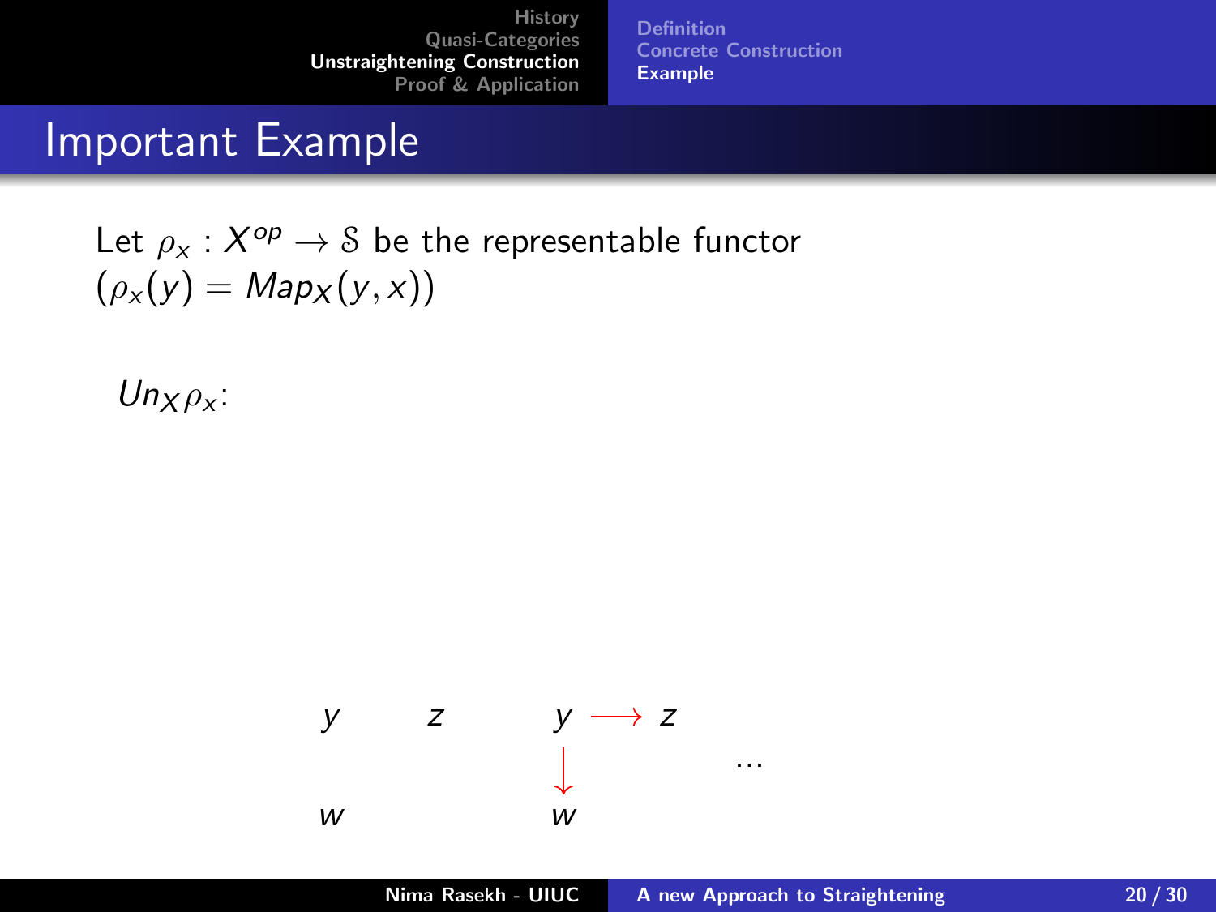## Important Example

Let $\rho_x : X^{op} \to \mathcal{S}$ be the representable functor ($\rho_x(y) = Map_X(y,x)$)

$Un_X \rho_x$:

$$
\begin{array}{ccccc}
y & z & \quad & y \longrightarrow z & \\
 & & & \downarrow & \cdots \\
w & & & w &
\end{array}
$$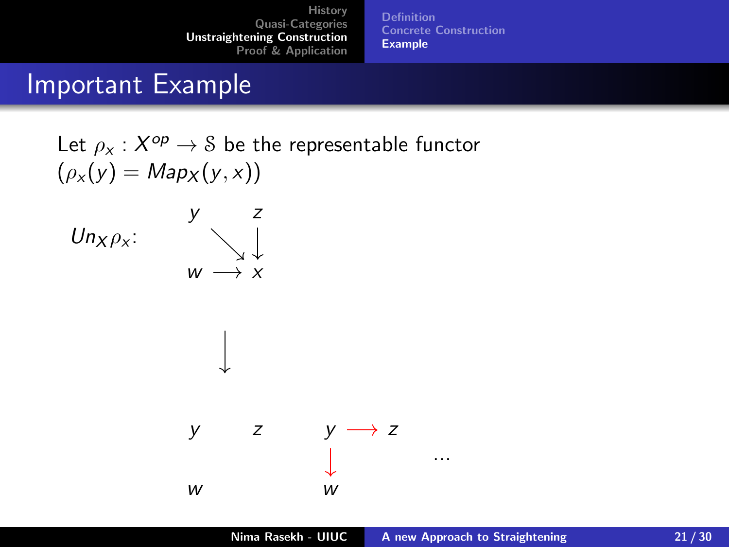# Important Example

Let $\rho_x : X^{op} \to \mathcal{S}$ be the representable functor ($\rho_x(y) = Map_X(y, x)$)

$Un_X \rho_x$:

$$
\begin{array}{ccc}
y & & z \\
& \searrow & \downarrow \\
w & \longrightarrow & x
\end{array}
$$

$$\downarrow$$

$$
\begin{array}{ccccccc}
y & & z & \qquad & y & \longrightarrow & z \\
& & & & \downarrow & & \\
w & & & & w & & \cdots
\end{array}
$$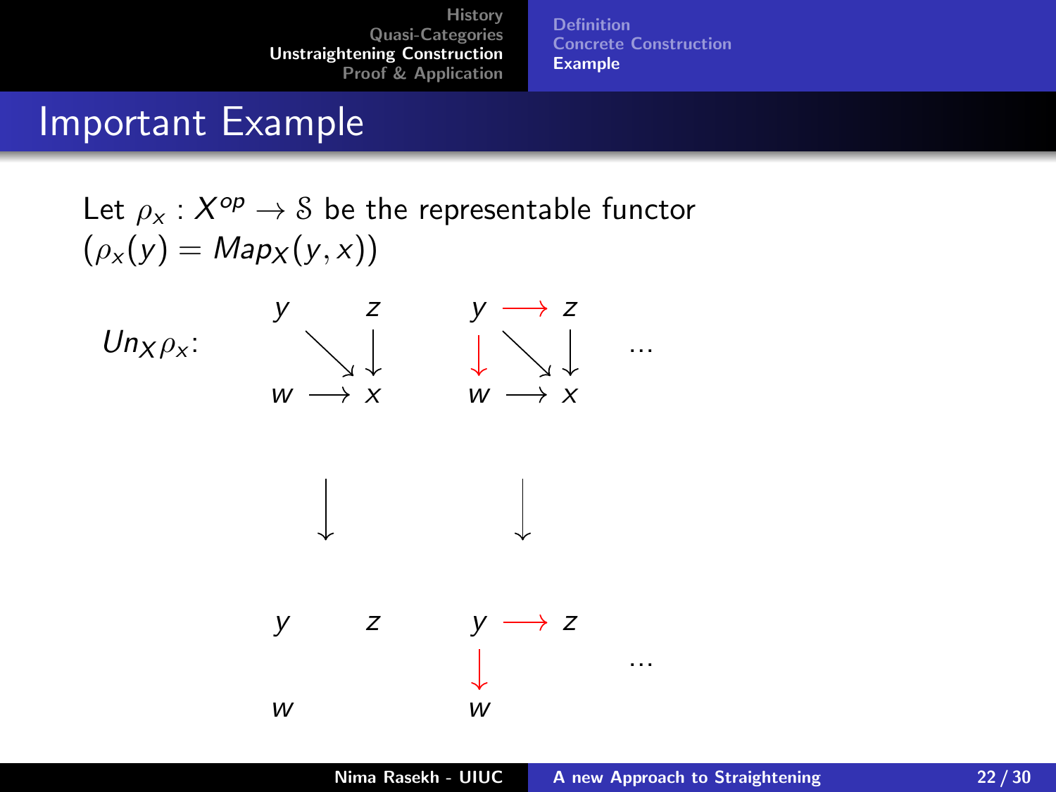# Important Example

Let $\rho_x : X^{op} \to \mathcal{S}$ be the representable functor ($\rho_x(y) = Map_X(y,x)$)

$Un_X \rho_x$:

$$
\begin{array}{ccccccc}
y & & z & \quad & y & \longrightarrow & z \\
& \searrow & \downarrow & & \downarrow & \searrow & \downarrow \\
w & \longrightarrow & x & & w & \longrightarrow & x
\end{array}
\quad \cdots
$$

$$
\downarrow \qquad\qquad\qquad \downarrow
$$

$$
\begin{array}{ccccccc}
y & & z & \quad & y & \longrightarrow & z \\
& & & & \downarrow & & \\
w & & & & w & &
\end{array}
\quad \cdots
$$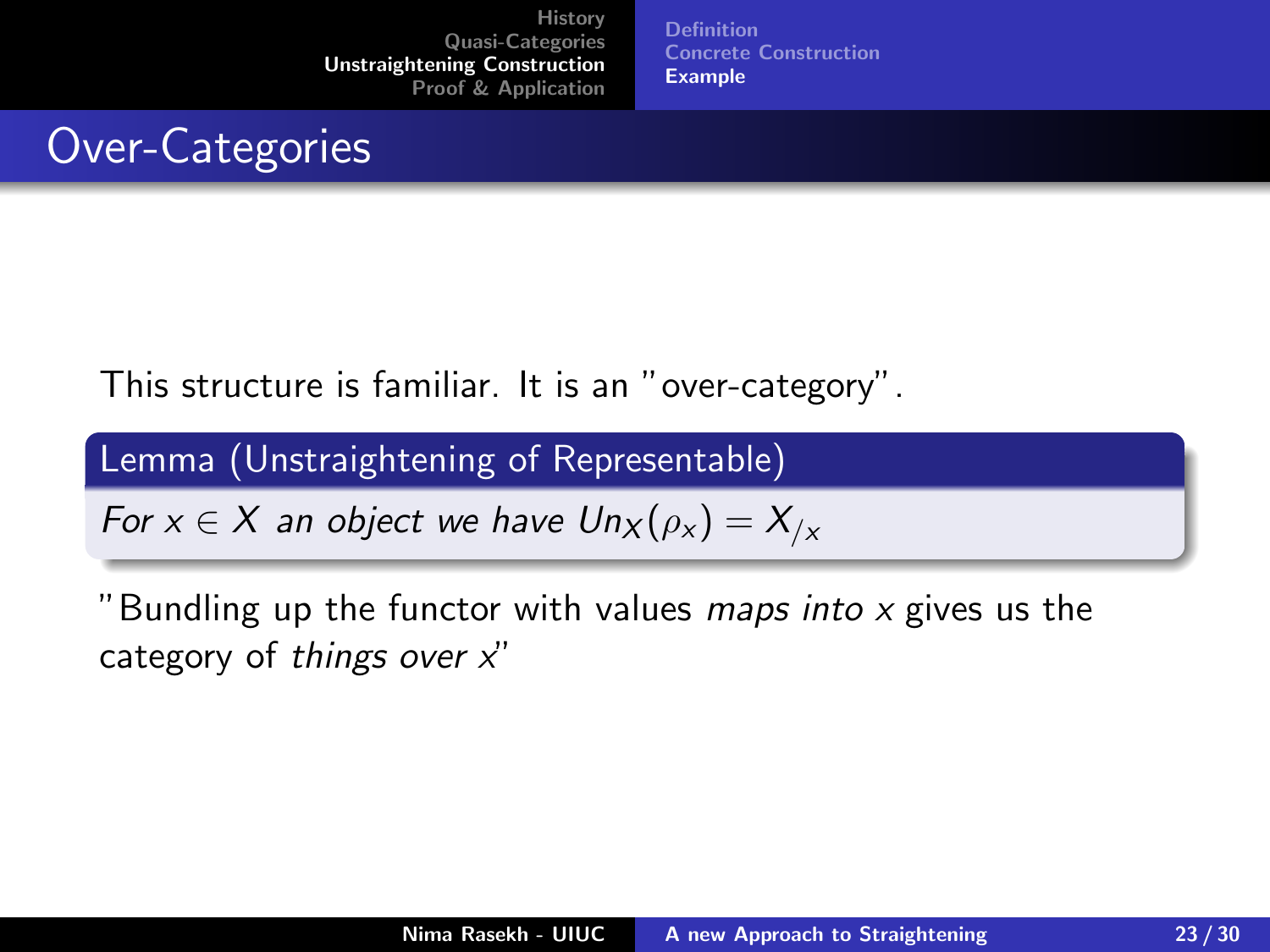# Over-Categories

This structure is familiar. It is an "over-category".

**Lemma (Unstraightening of Representable)**

*For $x \in X$ an object we have $Un_X(\rho_x) = X_{/x}$*

"Bundling up the functor with values *maps into* $x$ gives us the category of *things over* $x$"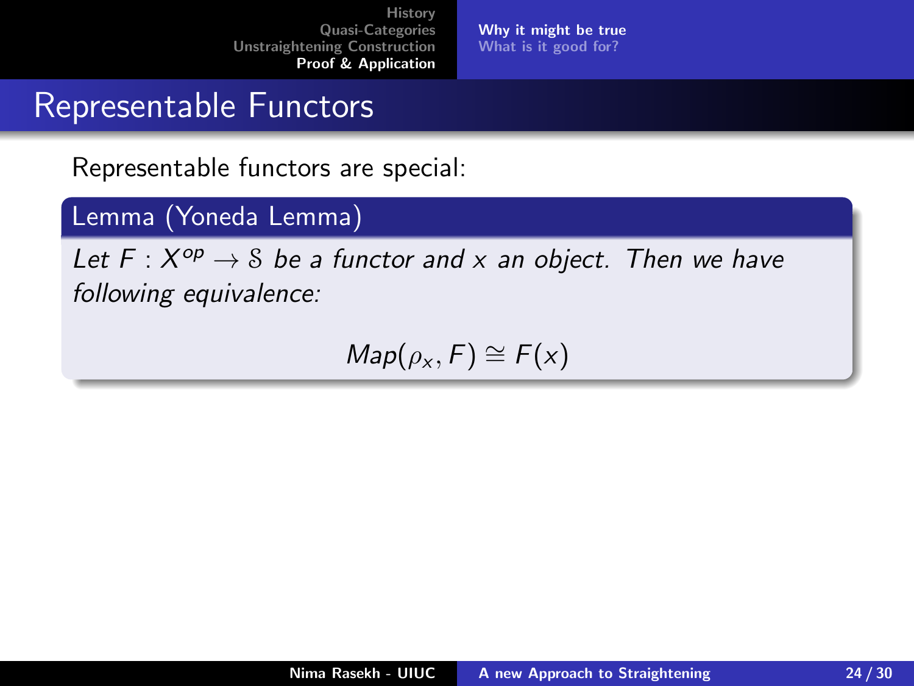## Representable Functors

Representable functors are special:

**Lemma (Yoneda Lemma)**

*Let $F : X^{op} \to \mathcal{S}$ be a functor and $x$ an object. Then we have following equivalence:*

$$Map(\rho_x, F) \cong F(x)$$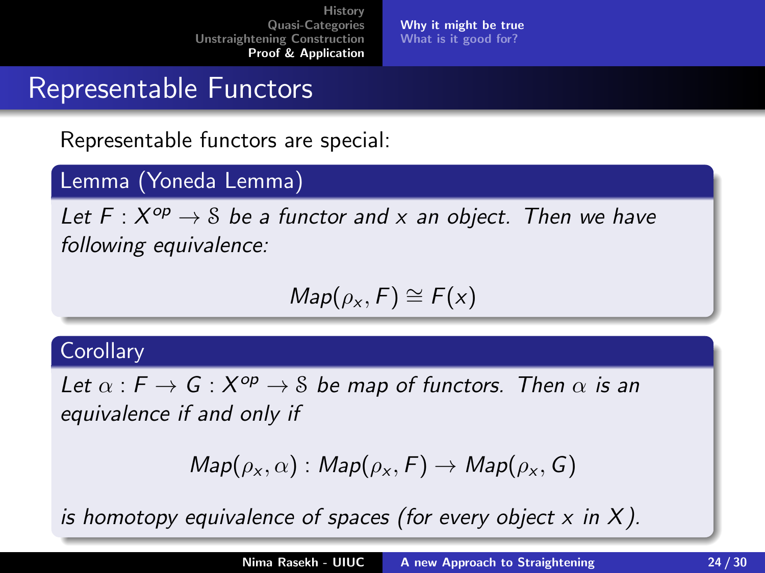## Representable Functors

Representable functors are special:

**Lemma (Yoneda Lemma)**

*Let $F : X^{op} \to \mathcal{S}$ be a functor and $x$ an object. Then we have following equivalence:*

$$Map(\rho_x, F) \cong F(x)$$

**Corollary**

*Let $\alpha : F \to G : X^{op} \to \mathcal{S}$ be map of functors. Then $\alpha$ is an equivalence if and only if*

$$Map(\rho_x, \alpha) : Map(\rho_x, F) \to Map(\rho_x, G)$$

*is homotopy equivalence of spaces (for every object $x$ in $X$).*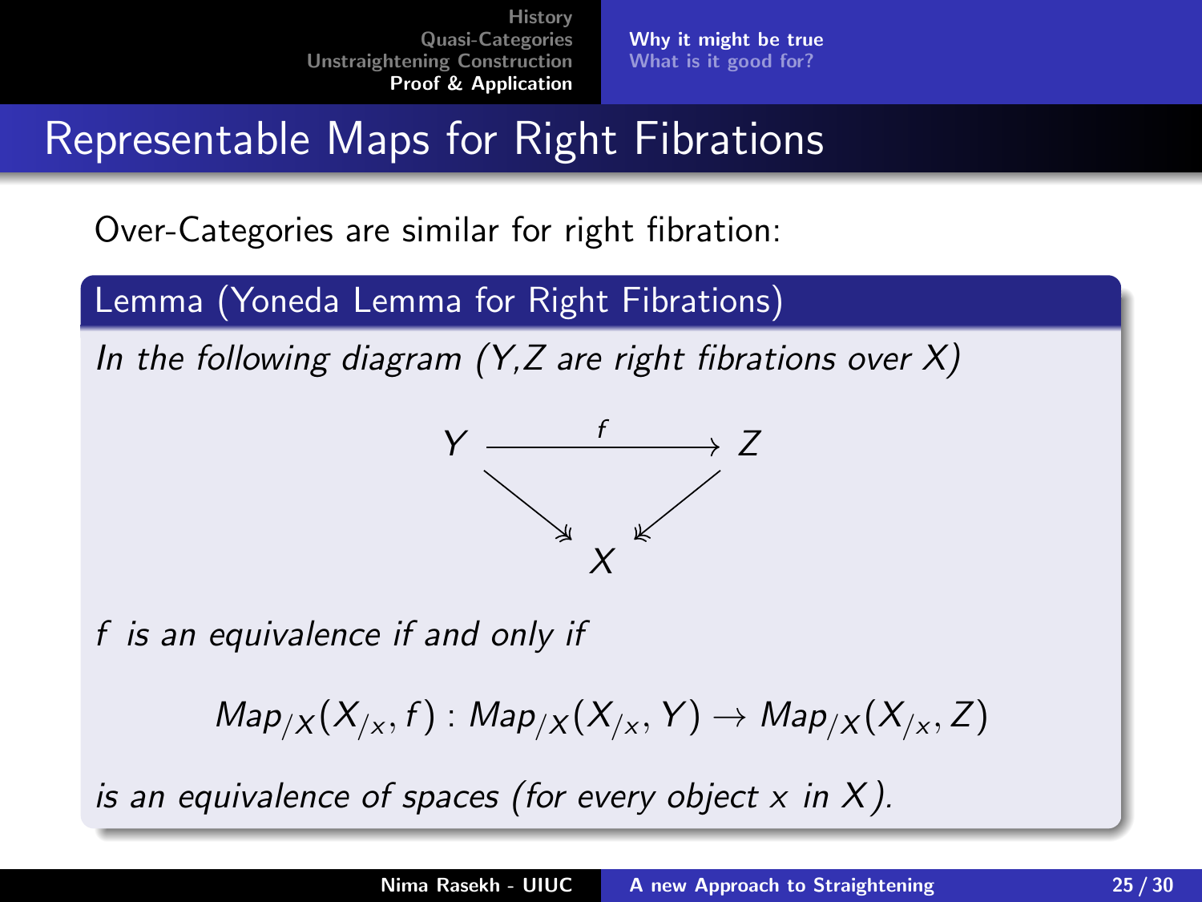# Representable Maps for Right Fibrations

Over-Categories are similar for right fibration:

**Lemma (Yoneda Lemma for Right Fibrations)**

*In the following diagram (Y,Z are right fibrations over X)*

$$\begin{array}{ccc} Y & \xrightarrow{f} & Z \\ & \searrow \quad \swarrow & \\ & X & \end{array}$$

*f is an equivalence if and only if*

$$Map_{/X}(X_{/x}, f) : Map_{/X}(X_{/x}, Y) \to Map_{/X}(X_{/x}, Z)$$

*is an equivalence of spaces (for every object $x$ in $X$).*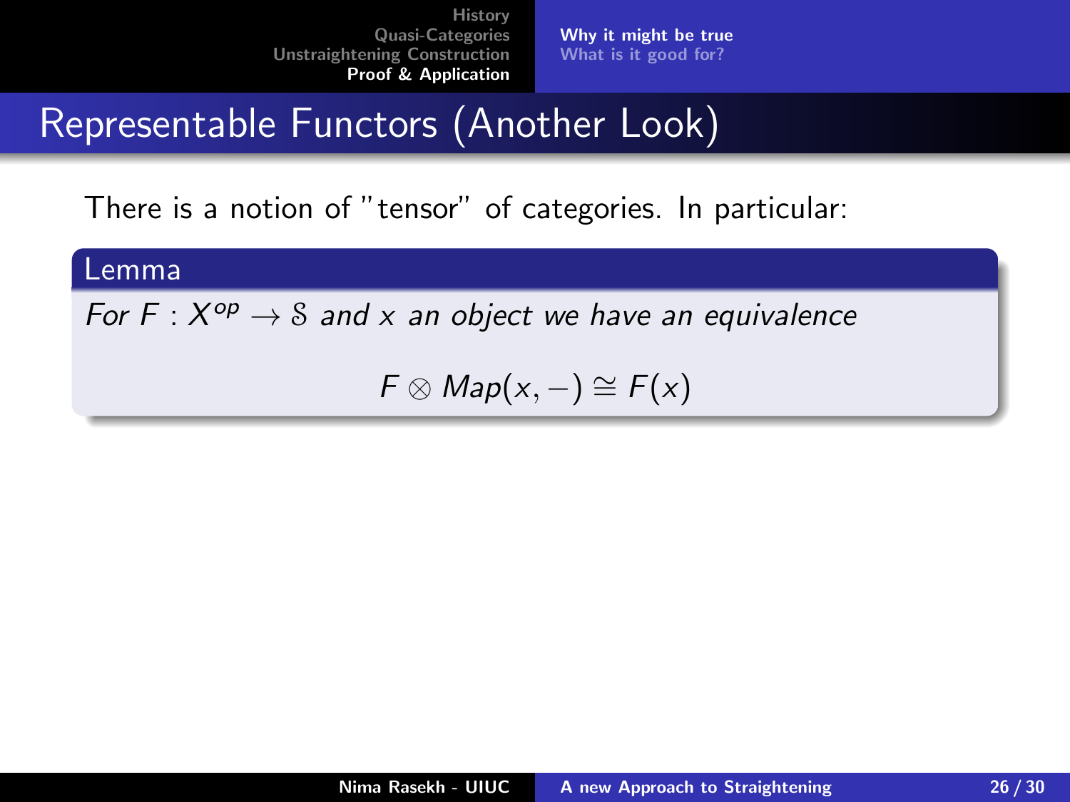# Representable Functors (Another Look)

There is a notion of "tensor" of categories. In particular:

**Lemma**

*For $F : X^{op} \to \mathcal{S}$ and $x$ an object we have an equivalence*

$$F \otimes Map(x, -) \cong F(x)$$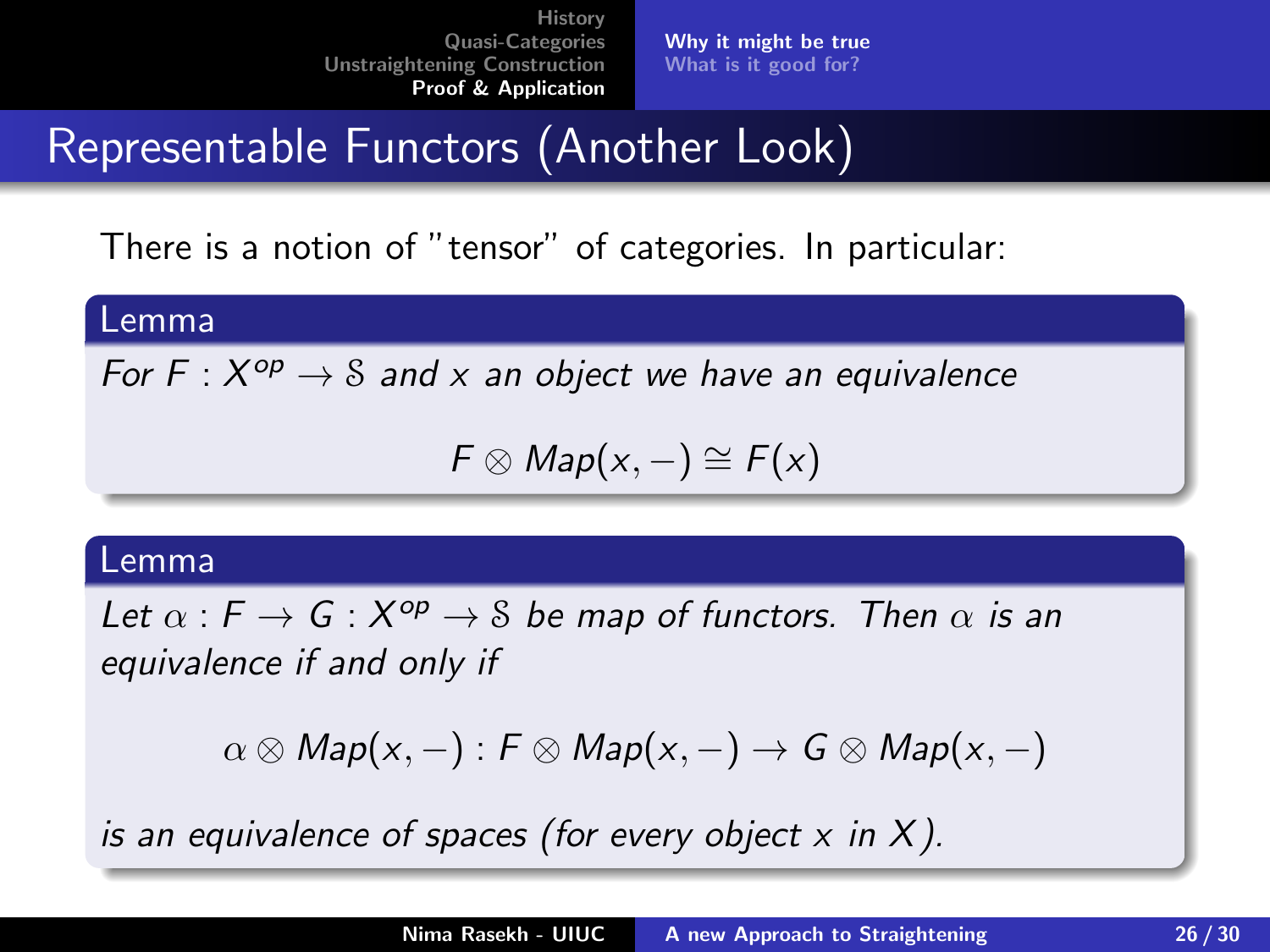# Representable Functors (Another Look)

There is a notion of "tensor" of categories. In particular:

**Lemma**

*For $F : X^{op} \to \mathcal{S}$ and $x$ an object we have an equivalence*

$$F \otimes Map(x, -) \cong F(x)$$

**Lemma**

*Let $\alpha : F \to G : X^{op} \to \mathcal{S}$ be map of functors. Then $\alpha$ is an equivalence if and only if*

$$\alpha \otimes Map(x, -) : F \otimes Map(x, -) \to G \otimes Map(x, -)$$

*is an equivalence of spaces (for every object $x$ in $X$).*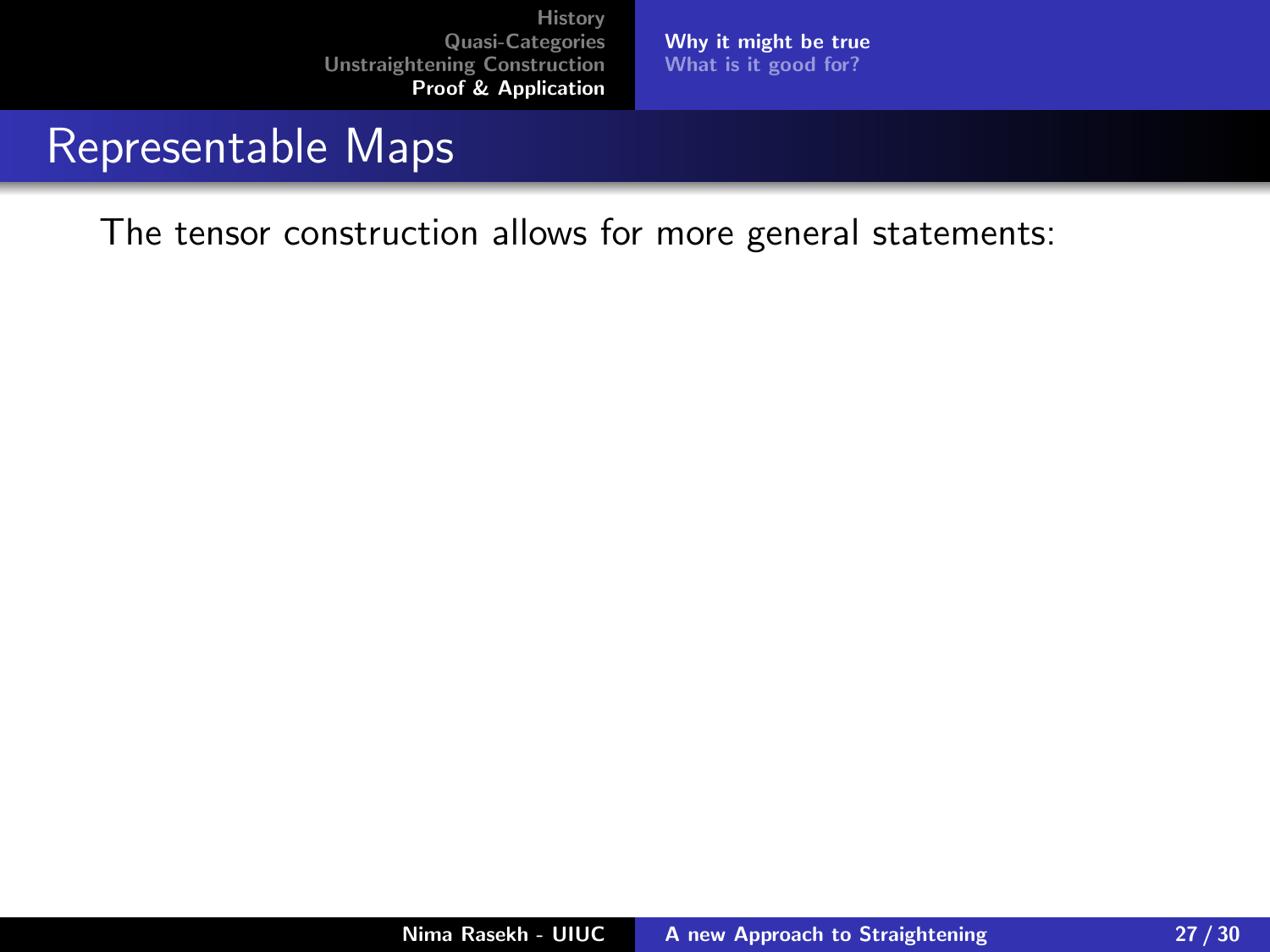# Representable Maps

The tensor construction allows for more general statements: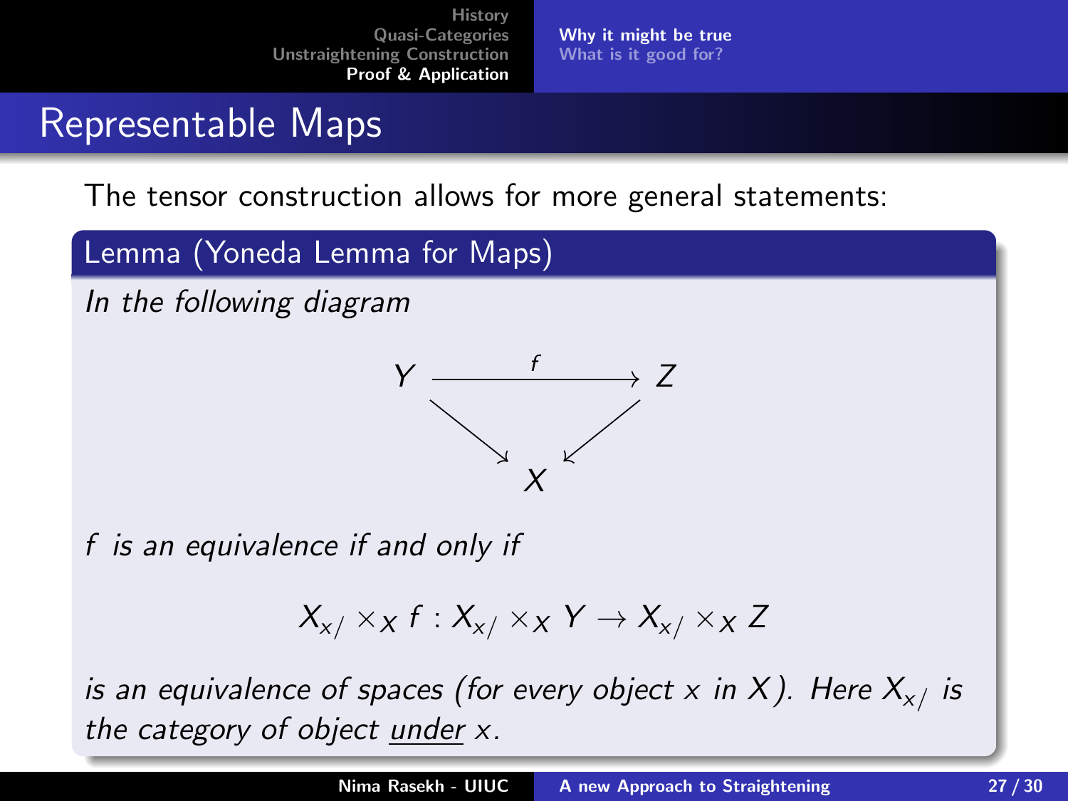## Representable Maps

The tensor construction allows for more general statements:

**Lemma (Yoneda Lemma for Maps)**

*In the following diagram*

$$\begin{array}{ccc} Y & \xrightarrow{f} & Z \\ & \searrow \quad \swarrow & \\ & X & \end{array}$$

*$f$ is an equivalence if and only if*

$$X_{x/} \times_X f : X_{x/} \times_X Y \to X_{x/} \times_X Z$$

*is an equivalence of spaces (for every object $x$ in $X$). Here $X_{x/}$ is the category of object under $x$.*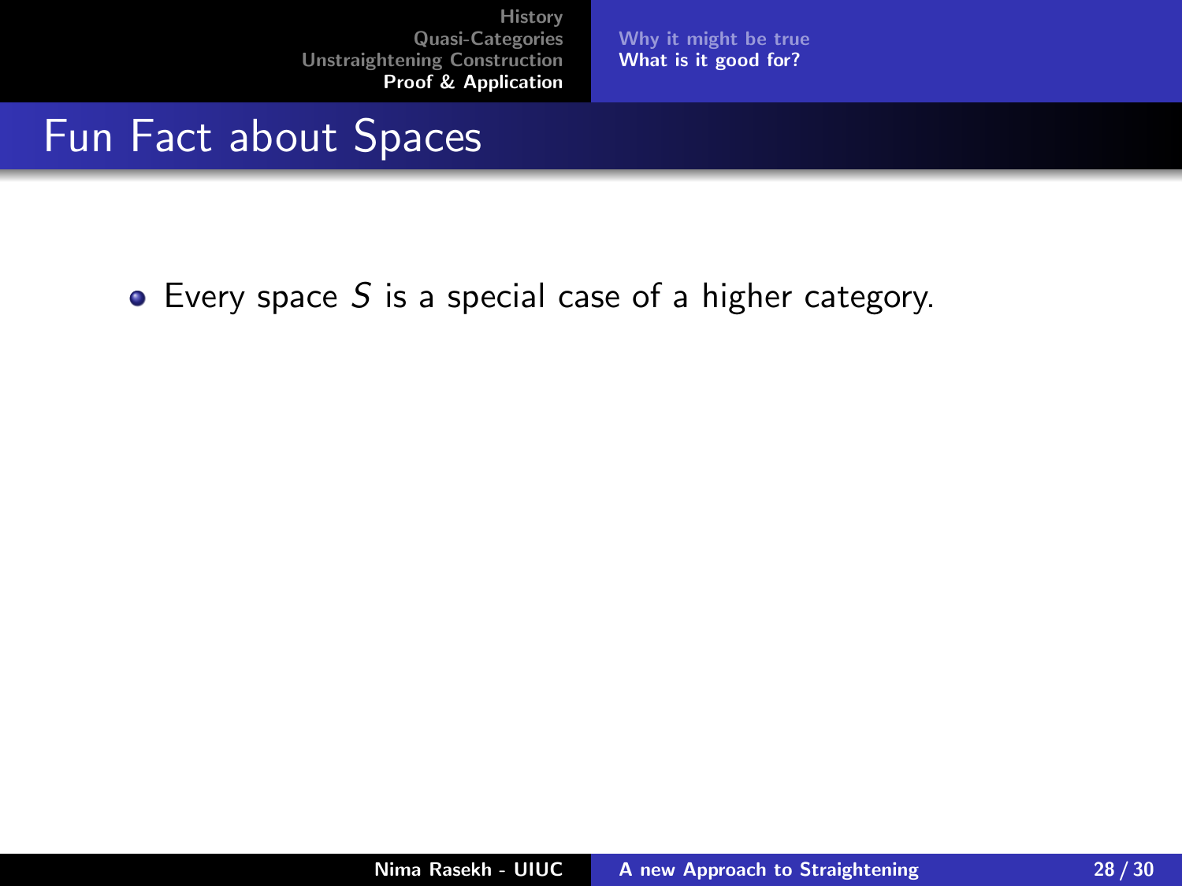# Fun Fact about Spaces

- Every space $S$ is a special case of a higher category.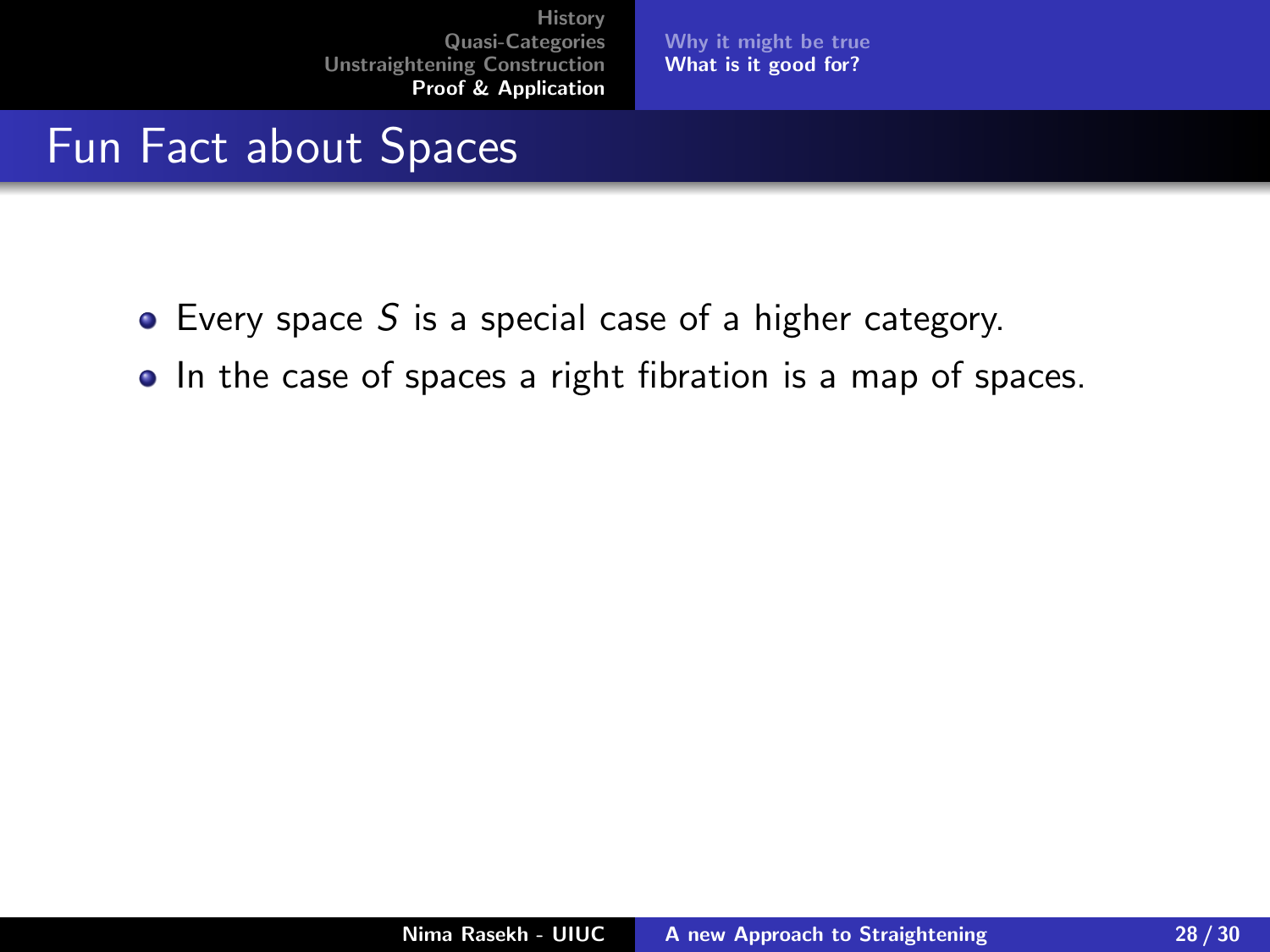# Fun Fact about Spaces

- Every space $S$ is a special case of a higher category.
- In the case of spaces a right fibration is a map of spaces.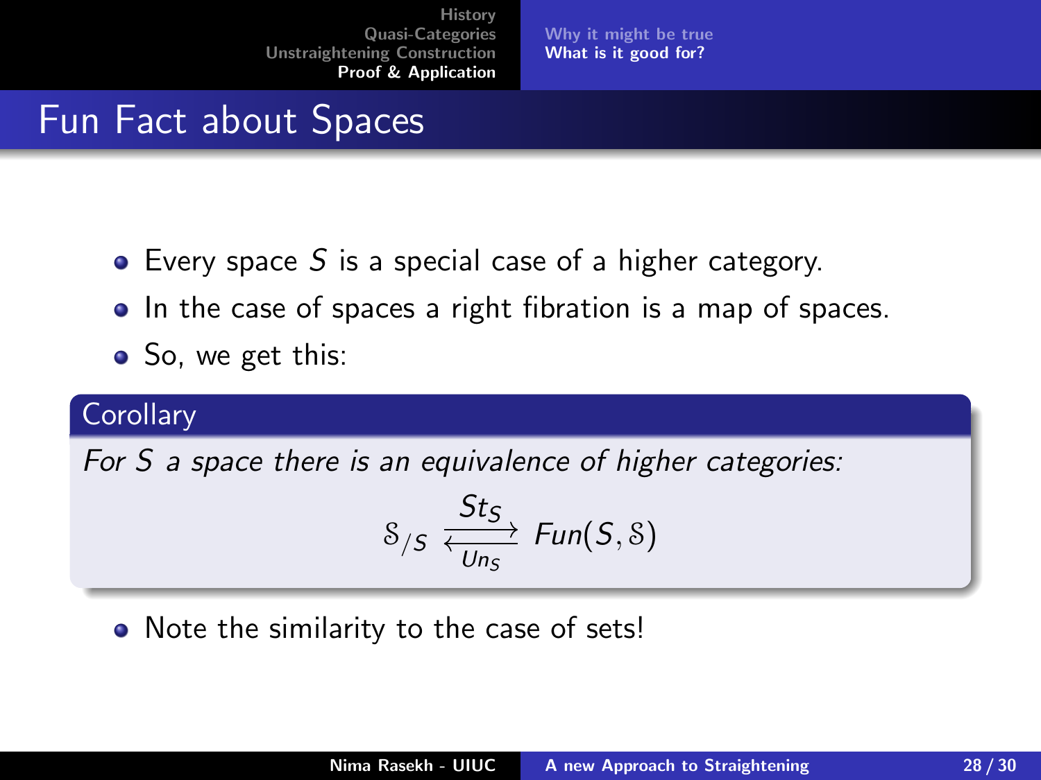## Fun Fact about Spaces

- Every space $S$ is a special case of a higher category.
- In the case of spaces a right fibration is a map of spaces.
- So, we get this:

**Corollary**

*For $S$ a space there is an equivalence of higher categories:*

$$\mathcal{S}_{/S} \underset{Un_S}{\overset{St_S}{\rightleftarrows}} Fun(S, \mathcal{S})$$

- Note the similarity to the case of sets!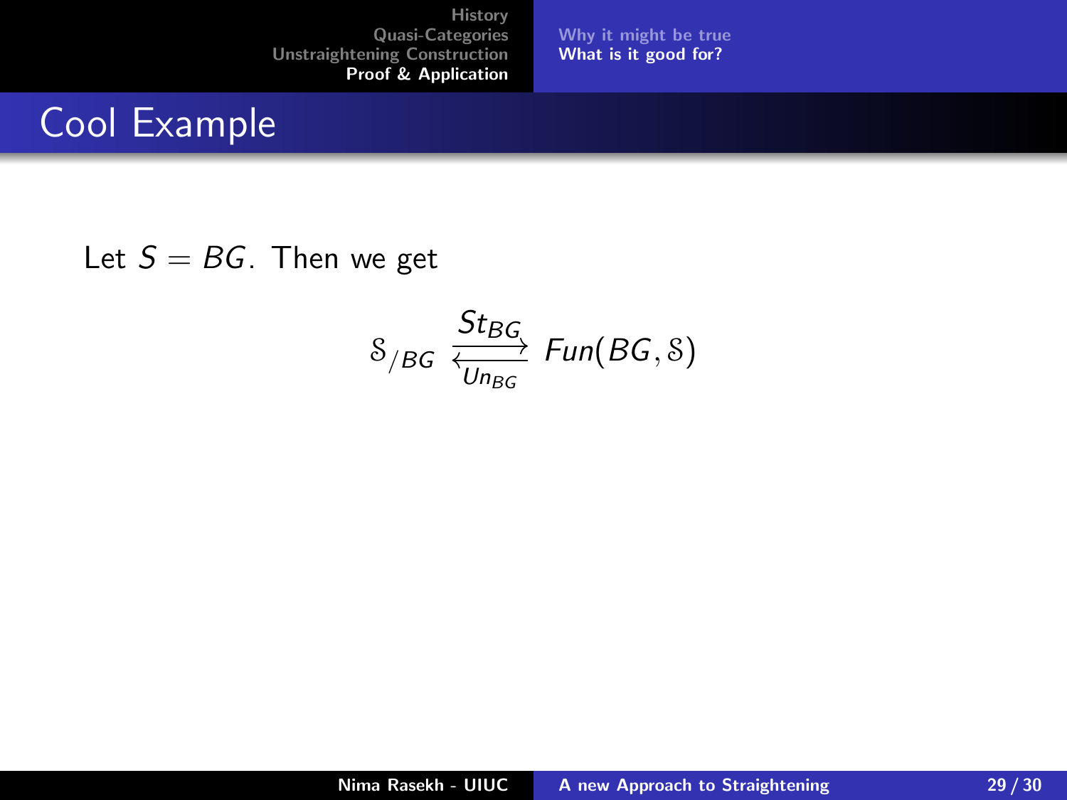# Cool Example

Let $S = BG$. Then we get

$$\mathcal{S}_{/BG} \underset{Un_{BG}}{\overset{St_{BG}}{\rightleftarrows}} Fun(BG, \mathcal{S})$$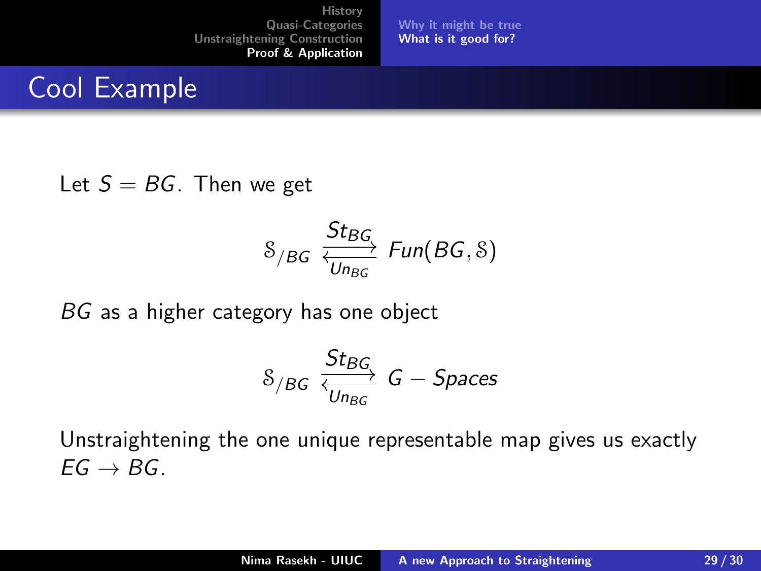## Cool Example

Let $S = BG$. Then we get

$$\mathcal{S}_{/BG} \underset{Un_{BG}}{\overset{St_{BG}}{\rightleftarrows}} Fun(BG, \mathcal{S})$$

$BG$ as a higher category has one object

$$\mathcal{S}_{/BG} \underset{Un_{BG}}{\overset{St_{BG}}{\rightleftarrows}} G - Spaces$$

Unstraightening the one unique representable map gives us exactly $EG \to BG$.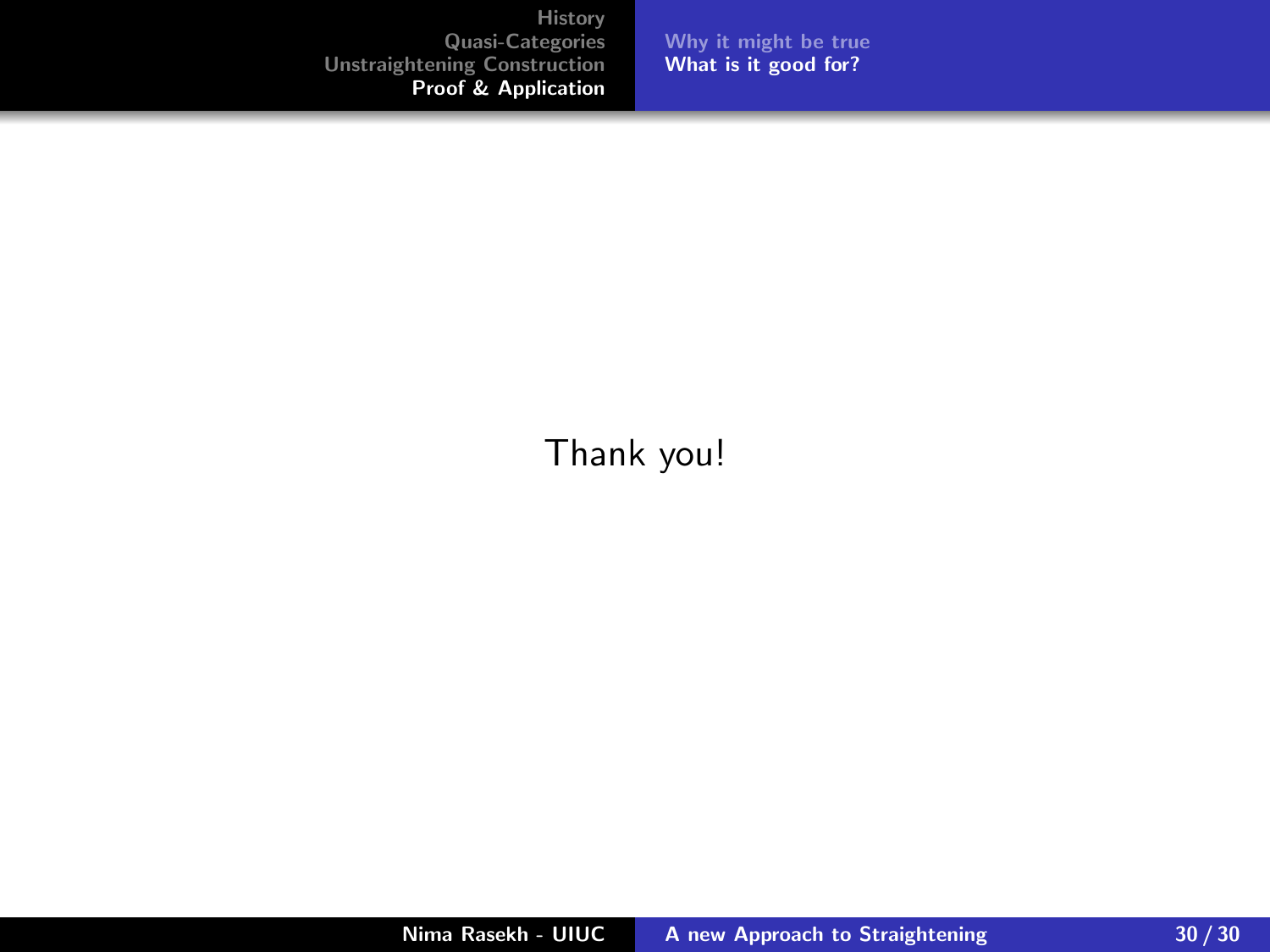Thank you!